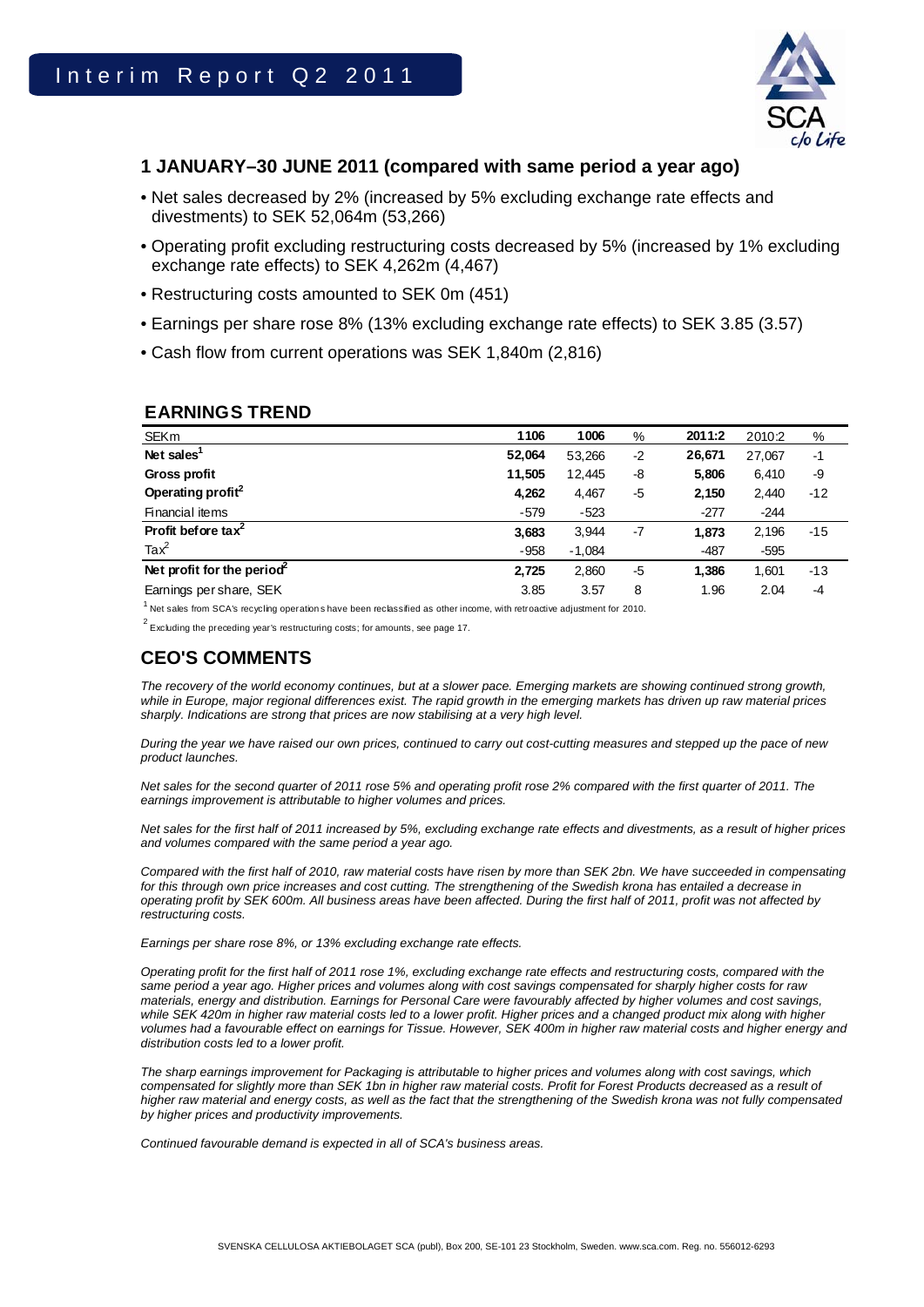# Interim Report Q2 2011

## 1 JANUARY–30 JUNE 2011 (compared with same period a year ago)

- Net sales decreased by 2% (increased by 5% excluding exchange rate effects and divestments) to SEK 52,064m (53,266)
- Operating profit excluding restructuring costs decreased by 5% (increased by 1% excluding exchange rate effects) to SEK 4,262m (4,467)
- Restructuring costs amounted to SEK 0m (451)
- Earnings per share rose 8% (13% excluding exchange rate effects) to SEK 3.85 (3.57)
- Cash flow from current operations was SEK 1,840m (2,816)

## EARNINGS TREND

| SEKm | 1106 | 1006 | % | 2011:2 | 2010:2 | % |
|---|---|---|---|---|---|---|
| **Net sales[1]** | **52,064** | 53,266 | -2 | **26,671** | 27,067 | -1 |
| **Gross profit** | **11,505** | 12,445 | -8 | **5,806** | 6,410 | -9 |
| **Operating profit[2]** | **4,262** | 4,467 | -5 | **2,150** | 2,440 | -12 |
| Financial items | -579 | -523 | | -277 | -244 | |
| **Profit before tax[2]** | **3,683** | 3,944 | -7 | **1,873** | 2,196 | -15 |
| Tax[2] | -958 | -1,084 | | -487 | -595 | |
| **Net profit for the period[2]** | **2,725** | 2,860 | -5 | **1,386** | 1,601 | -13 |
| Earnings per share, SEK | 3.85 | 3.57 | 8 | 1.96 | 2.04 | -4 |

[1] Net sales from SCA's recycling operations have been reclassified as other income, with retroactive adjustment for 2010.

[2] Excluding the preceding year's restructuring costs; for amounts, see page 17.

## CEO'S COMMENTS

*The recovery of the world economy continues, but at a slower pace. Emerging markets are showing continued strong growth, while in Europe, major regional differences exist. The rapid growth in the emerging markets has driven up raw material prices sharply. Indications are strong that prices are now stabilising at a very high level.*

*During the year we have raised our own prices, continued to carry out cost-cutting measures and stepped up the pace of new product launches.*

*Net sales for the second quarter of 2011 rose 5% and operating profit rose 2% compared with the first quarter of 2011. The earnings improvement is attributable to higher volumes and prices.*

*Net sales for the first half of 2011 increased by 5%, excluding exchange rate effects and divestments, as a result of higher prices and volumes compared with the same period a year ago.*

*Compared with the first half of 2010, raw material costs have risen by more than SEK 2bn. We have succeeded in compensating for this through own price increases and cost cutting. The strengthening of the Swedish krona has entailed a decrease in operating profit by SEK 600m. All business areas have been affected. During the first half of 2011, profit was not affected by restructuring costs.*

*Earnings per share rose 8%, or 13% excluding exchange rate effects.*

*Operating profit for the first half of 2011 rose 1%, excluding exchange rate effects and restructuring costs, compared with the same period a year ago. Higher prices and volumes along with cost savings compensated for sharply higher costs for raw materials, energy and distribution. Earnings for Personal Care were favourably affected by higher volumes and cost savings, while SEK 420m in higher raw material costs led to a lower profit. Higher prices and a changed product mix along with higher volumes had a favourable effect on earnings for Tissue. However, SEK 400m in higher raw material costs and higher energy and distribution costs led to a lower profit.*

*The sharp earnings improvement for Packaging is attributable to higher prices and volumes along with cost savings, which compensated for slightly more than SEK 1bn in higher raw material costs. Profit for Forest Products decreased as a result of higher raw material and energy costs, as well as the fact that the strengthening of the Swedish krona was not fully compensated by higher prices and productivity improvements.*

*Continued favourable demand is expected in all of SCA's business areas.*

SVENSKA CELLULOSA AKTIEBOLAGET SCA (publ), Box 200, SE-101 23 Stockholm, Sweden. www.sca.com. Reg. no. 556012-6293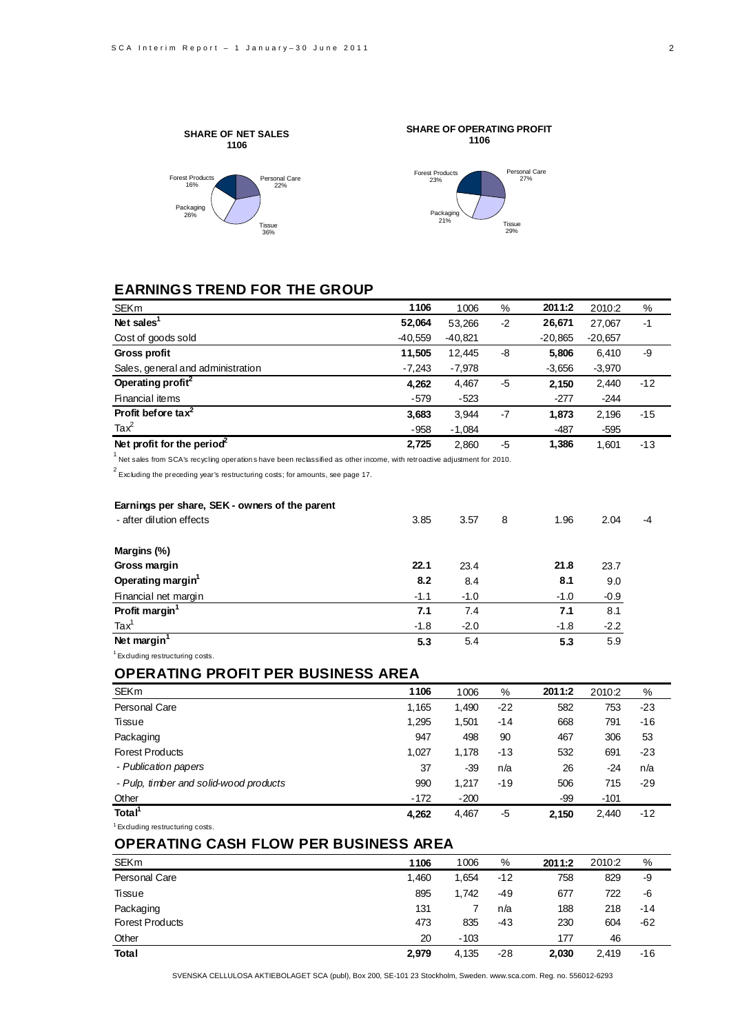**SHARE OF NET SALES**
**1106**

Forest Products 16%
Personal Care 22%
Packaging 26%
Tissue 36%

**SHARE OF OPERATING PROFIT**
**1106**

Forest Products 23%
Personal Care 27%
Packaging 21%
Tissue 29%

## EARNINGS TREND FOR THE GROUP

| SEKm | 1106 | 1006 | % | 2011:2 | 2010:2 | % |
|---|---|---|---|---|---|---|
| **Net sales[1]** | **52,064** | 53,266 | -2 | **26,671** | 27,067 | -1 |
| Cost of goods sold | -40,559 | -40,821 | | -20,865 | -20,657 | |
| **Gross profit** | **11,505** | 12,445 | -8 | **5,806** | 6,410 | -9 |
| Sales, general and administration | -7,243 | -7,978 | | -3,656 | -3,970 | |
| **Operating profit[2]** | **4,262** | 4,467 | -5 | **2,150** | 2,440 | -12 |
| Financial items | -579 | -523 | | -277 | -244 | |
| **Profit before tax[2]** | **3,683** | 3,944 | -7 | **1,873** | 2,196 | -15 |
| Tax[2] | -958 | -1,084 | | -487 | -595 | |
| **Net profit for the period[2]** | **2,725** | 2,860 | -5 | **1,386** | 1,601 | -13 |

[1] Net sales from SCA's recycling operations have been reclassified as other income, with retroactive adjustment for 2010.

[2] Excluding the preceding year's restructuring costs; for amounts, see page 17.

| | | | | | | |
|---|---|---|---|---|---|---|
| **Earnings per share, SEK - owners of the parent** | | | | | | |
| - after dilution effects | 3.85 | 3.57 | 8 | 1.96 | 2.04 | -4 |
| | | | | | | |
| **Margins (%)** | | | | | | |
| **Gross margin** | **22.1** | 23.4 | | **21.8** | 23.7 | |
| **Operating margin[1]** | **8.2** | 8.4 | | **8.1** | 9.0 | |
| Financial net margin | -1.1 | -1.0 | | -1.0 | -0.9 | |
| **Profit margin[1]** | **7.1** | 7.4 | | **7.1** | 8.1 | |
| Tax[1] | -1.8 | -2.0 | | -1.8 | -2.2 | |
| **Net margin[1]** | **5.3** | 5.4 | | **5.3** | 5.9 | |

[1] Excluding restructuring costs.

## OPERATING PROFIT PER BUSINESS AREA

| SEKm | 1106 | 1006 | % | 2011:2 | 2010:2 | % |
|---|---|---|---|---|---|---|
| Personal Care | 1,165 | 1,490 | -22 | 582 | 753 | -23 |
| Tissue | 1,295 | 1,501 | -14 | 668 | 791 | -16 |
| Packaging | 947 | 498 | 90 | 467 | 306 | 53 |
| Forest Products | 1,027 | 1,178 | -13 | 532 | 691 | -23 |
| *- Publication papers* | 37 | -39 | n/a | 26 | -24 | n/a |
| *- Pulp, timber and solid-wood products* | 990 | 1,217 | -19 | 506 | 715 | -29 |
| Other | -172 | -200 | | -99 | -101 | |
| **Total[1]** | **4,262** | 4,467 | -5 | **2,150** | 2,440 | -12 |

[1] Excluding restructuring costs.

## OPERATING CASH FLOW PER BUSINESS AREA

| SEKm | 1106 | 1006 | % | 2011:2 | 2010:2 | % |
|---|---|---|---|---|---|---|
| Personal Care | 1,460 | 1,654 | -12 | 758 | 829 | -9 |
| Tissue | 895 | 1,742 | -49 | 677 | 722 | -6 |
| Packaging | 131 | 7 | n/a | 188 | 218 | -14 |
| Forest Products | 473 | 835 | -43 | 230 | 604 | -62 |
| Other | 20 | -103 | | 177 | 46 | |
| **Total** | **2,979** | 4,135 | -28 | **2,030** | 2,419 | -16 |

SVENSKA CELLULOSA AKTIEBOLAGET SCA (publ), Box 200, SE-101 23 Stockholm, Sweden. www.sca.com. Reg. no. 556012-6293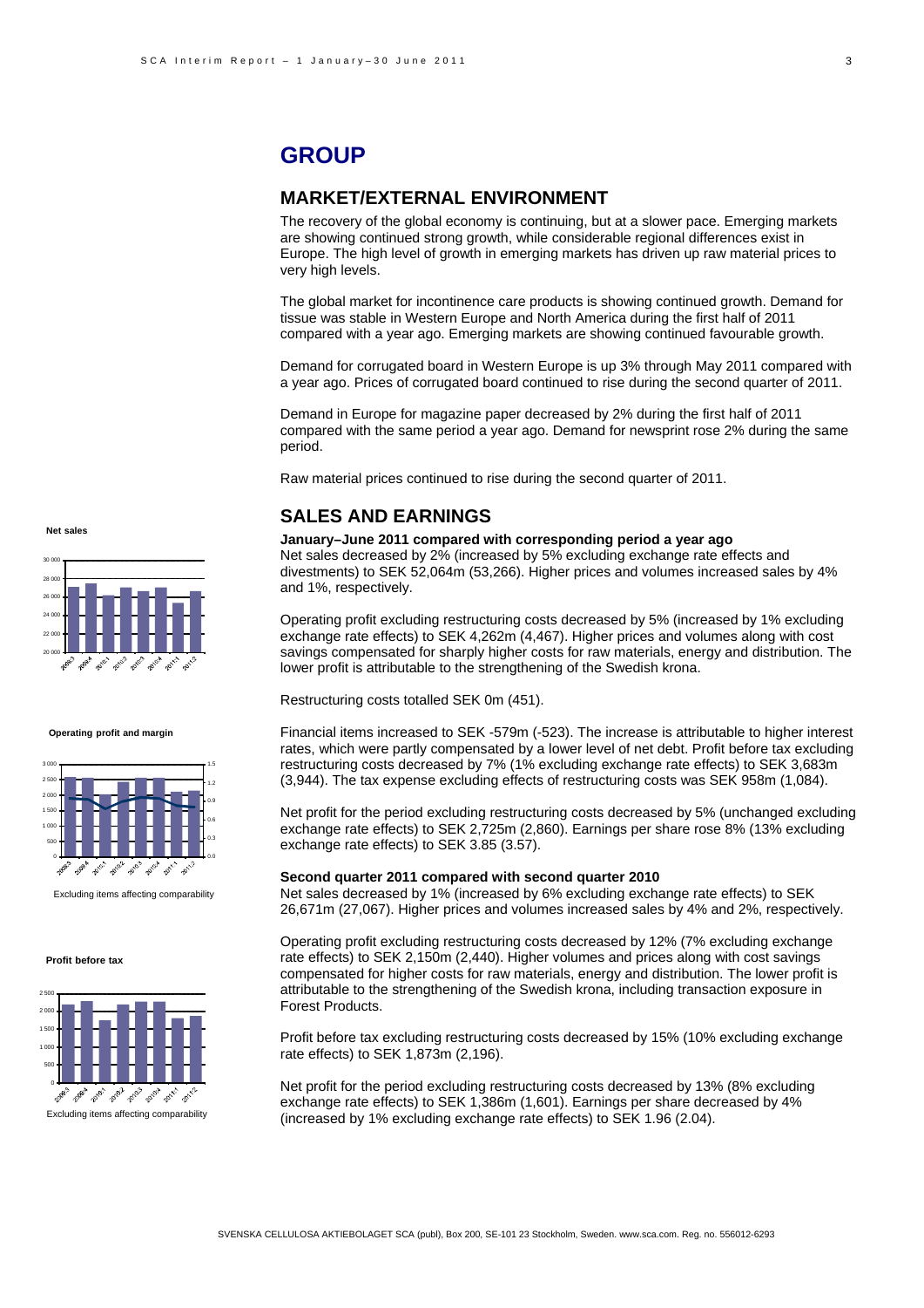# GROUP

## MARKET/EXTERNAL ENVIRONMENT

The recovery of the global economy is continuing, but at a slower pace. Emerging markets are showing continued strong growth, while considerable regional differences exist in Europe. The high level of growth in emerging markets has driven up raw material prices to very high levels.

The global market for incontinence care products is showing continued growth. Demand for tissue was stable in Western Europe and North America during the first half of 2011 compared with a year ago. Emerging markets are showing continued favourable growth.

Demand for corrugated board in Western Europe is up 3% through May 2011 compared with a year ago. Prices of corrugated board continued to rise during the second quarter of 2011.

Demand in Europe for magazine paper decreased by 2% during the first half of 2011 compared with the same period a year ago. Demand for newsprint rose 2% during the same period.

Raw material prices continued to rise during the second quarter of 2011.

## SALES AND EARNINGS

**January–June 2011 compared with corresponding period a year ago**

Net sales decreased by 2% (increased by 5% excluding exchange rate effects and divestments) to SEK 52,064m (53,266). Higher prices and volumes increased sales by 4% and 1%, respectively.

Operating profit excluding restructuring costs decreased by 5% (increased by 1% excluding exchange rate effects) to SEK 4,262m (4,467). Higher prices and volumes along with cost savings compensated for sharply higher costs for raw materials, energy and distribution. The lower profit is attributable to the strengthening of the Swedish krona.

Restructuring costs totalled SEK 0m (451).

Financial items increased to SEK -579m (-523). The increase is attributable to higher interest rates, which were partly compensated by a lower level of net debt. Profit before tax excluding restructuring costs decreased by 7% (1% excluding exchange rate effects) to SEK 3,683m (3,944). The tax expense excluding effects of restructuring costs was SEK 958m (1,084).

Net profit for the period excluding restructuring costs decreased by 5% (unchanged excluding exchange rate effects) to SEK 2,725m (2,860). Earnings per share rose 8% (13% excluding exchange rate effects) to SEK 3.85 (3.57).

**Second quarter 2011 compared with second quarter 2010**

Net sales decreased by 1% (increased by 6% excluding exchange rate effects) to SEK 26,671m (27,067). Higher prices and volumes increased sales by 4% and 2%, respectively.

Operating profit excluding restructuring costs decreased by 12% (7% excluding exchange rate effects) to SEK 2,150m (2,440). Higher volumes and prices along with cost savings compensated for higher costs for raw materials, energy and distribution. The lower profit is attributable to the strengthening of the Swedish krona, including transaction exposure in Forest Products.

Profit before tax excluding restructuring costs decreased by 15% (10% excluding exchange rate effects) to SEK 1,873m (2,196).

Net profit for the period excluding restructuring costs decreased by 13% (8% excluding exchange rate effects) to SEK 1,386m (1,601). Earnings per share decreased by 4% (increased by 1% excluding exchange rate effects) to SEK 1.96 (2.04).

**Net sales**

**Operating profit and margin**

Excluding items affecting comparability

**Profit before tax**

Excluding items affecting comparability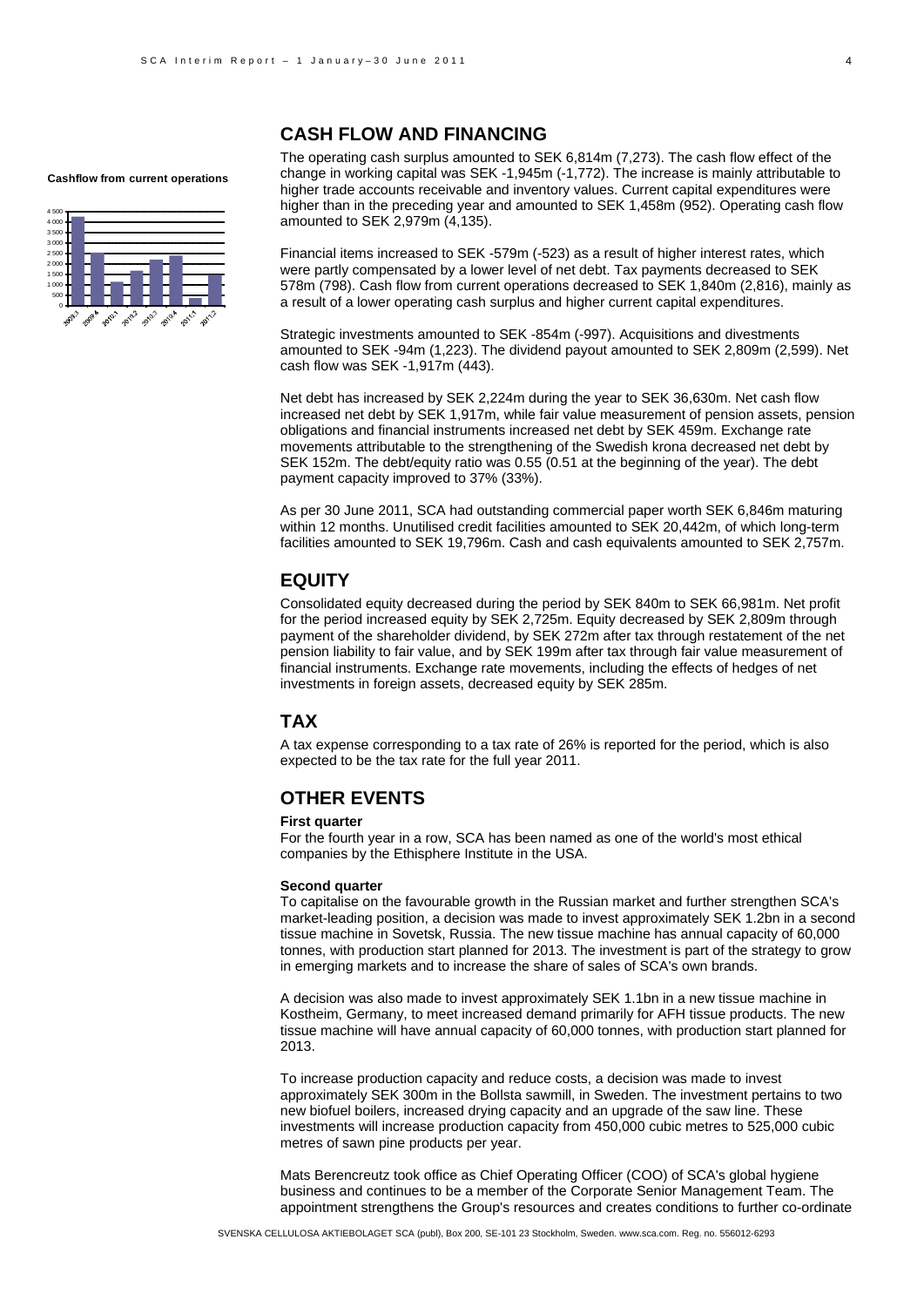**Cashflow from current operations**

## CASH FLOW AND FINANCING

The operating cash surplus amounted to SEK 6,814m (7,273). The cash flow effect of the change in working capital was SEK -1,945m (-1,772). The increase is mainly attributable to higher trade accounts receivable and inventory values. Current capital expenditures were higher than in the preceding year and amounted to SEK 1,458m (952). Operating cash flow amounted to SEK 2,979m (4,135).

Financial items increased to SEK -579m (-523) as a result of higher interest rates, which were partly compensated by a lower level of net debt. Tax payments decreased to SEK 578m (798). Cash flow from current operations decreased to SEK 1,840m (2,816), mainly as a result of a lower operating cash surplus and higher current capital expenditures.

Strategic investments amounted to SEK -854m (-997). Acquisitions and divestments amounted to SEK -94m (1,223). The dividend payout amounted to SEK 2,809m (2,599). Net cash flow was SEK -1,917m (443).

Net debt has increased by SEK 2,224m during the year to SEK 36,630m. Net cash flow increased net debt by SEK 1,917m, while fair value measurement of pension assets, pension obligations and financial instruments increased net debt by SEK 459m. Exchange rate movements attributable to the strengthening of the Swedish krona decreased net debt by SEK 152m. The debt/equity ratio was 0.55 (0.51 at the beginning of the year). The debt payment capacity improved to 37% (33%).

As per 30 June 2011, SCA had outstanding commercial paper worth SEK 6,846m maturing within 12 months. Unutilised credit facilities amounted to SEK 20,442m, of which long-term facilities amounted to SEK 19,796m. Cash and cash equivalents amounted to SEK 2,757m.

## EQUITY

Consolidated equity decreased during the period by SEK 840m to SEK 66,981m. Net profit for the period increased equity by SEK 2,725m. Equity decreased by SEK 2,809m through payment of the shareholder dividend, by SEK 272m after tax through restatement of the net pension liability to fair value, and by SEK 199m after tax through fair value measurement of financial instruments. Exchange rate movements, including the effects of hedges of net investments in foreign assets, decreased equity by SEK 285m.

## TAX

A tax expense corresponding to a tax rate of 26% is reported for the period, which is also expected to be the tax rate for the full year 2011.

## OTHER EVENTS

**First quarter**

For the fourth year in a row, SCA has been named as one of the world's most ethical companies by the Ethisphere Institute in the USA.

**Second quarter**

To capitalise on the favourable growth in the Russian market and further strengthen SCA's market-leading position, a decision was made to invest approximately SEK 1.2bn in a second tissue machine in Sovetsk, Russia. The new tissue machine has annual capacity of 60,000 tonnes, with production start planned for 2013. The investment is part of the strategy to grow in emerging markets and to increase the share of sales of SCA's own brands.

A decision was also made to invest approximately SEK 1.1bn in a new tissue machine in Kostheim, Germany, to meet increased demand primarily for AFH tissue products. The new tissue machine will have annual capacity of 60,000 tonnes, with production start planned for 2013.

To increase production capacity and reduce costs, a decision was made to invest approximately SEK 300m in the Bollsta sawmill, in Sweden. The investment pertains to two new biofuel boilers, increased drying capacity and an upgrade of the saw line. These investments will increase production capacity from 450,000 cubic metres to 525,000 cubic metres of sawn pine products per year.

Mats Berencreutz took office as Chief Operating Officer (COO) of SCA's global hygiene business and continues to be a member of the Corporate Senior Management Team. The appointment strengthens the Group's resources and creates conditions to further co-ordinate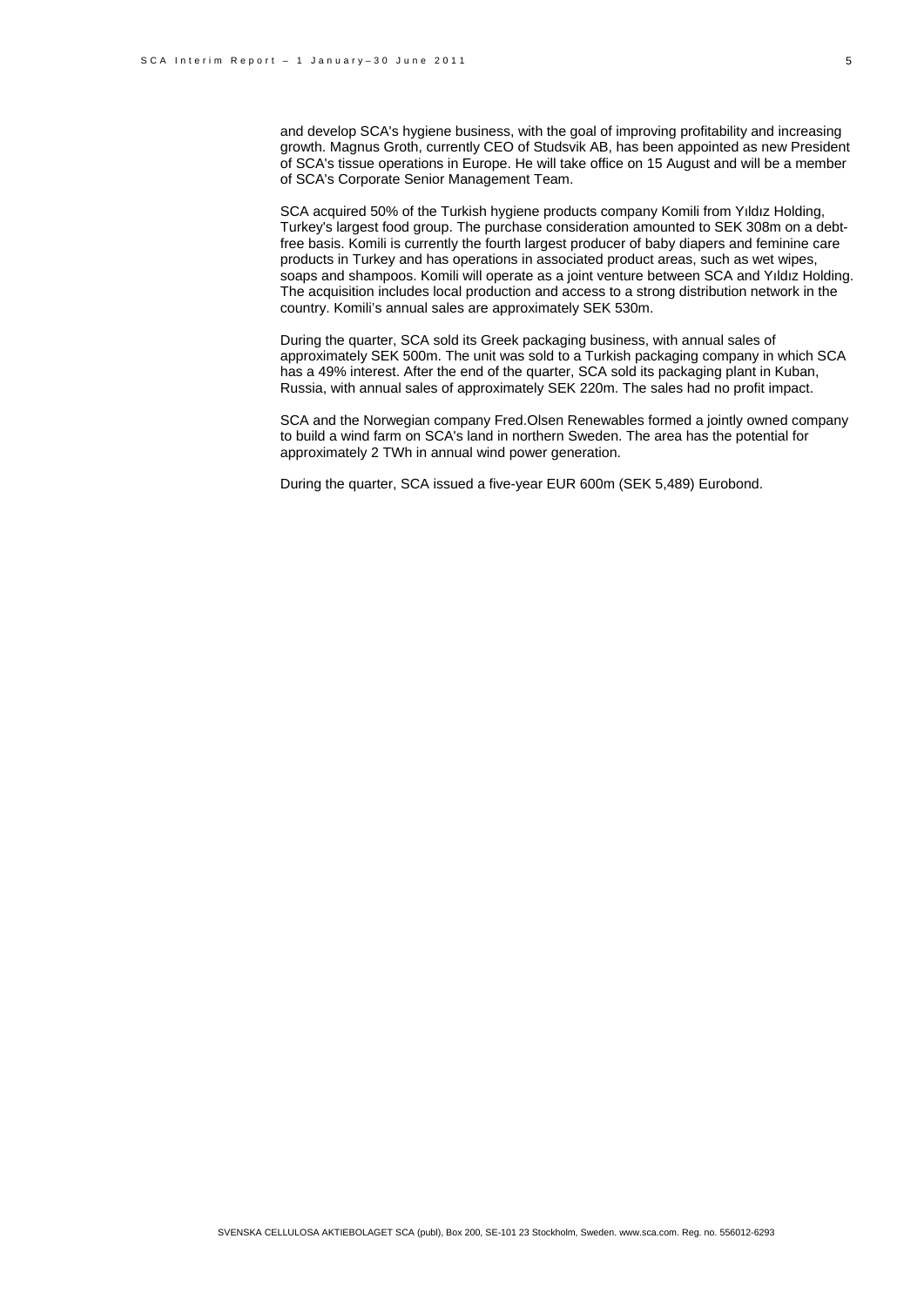and develop SCA's hygiene business, with the goal of improving profitability and increasing growth. Magnus Groth, currently CEO of Studsvik AB, has been appointed as new President of SCA's tissue operations in Europe. He will take office on 15 August and will be a member of SCA's Corporate Senior Management Team.

SCA acquired 50% of the Turkish hygiene products company Komili from Yıldız Holding, Turkey's largest food group. The purchase consideration amounted to SEK 308m on a debt-free basis. Komili is currently the fourth largest producer of baby diapers and feminine care products in Turkey and has operations in associated product areas, such as wet wipes, soaps and shampoos. Komili will operate as a joint venture between SCA and Yıldız Holding. The acquisition includes local production and access to a strong distribution network in the country. Komili's annual sales are approximately SEK 530m.

During the quarter, SCA sold its Greek packaging business, with annual sales of approximately SEK 500m. The unit was sold to a Turkish packaging company in which SCA has a 49% interest. After the end of the quarter, SCA sold its packaging plant in Kuban, Russia, with annual sales of approximately SEK 220m. The sales had no profit impact.

SCA and the Norwegian company Fred.Olsen Renewables formed a jointly owned company to build a wind farm on SCA's land in northern Sweden. The area has the potential for approximately 2 TWh in annual wind power generation.

During the quarter, SCA issued a five-year EUR 600m (SEK 5,489) Eurobond.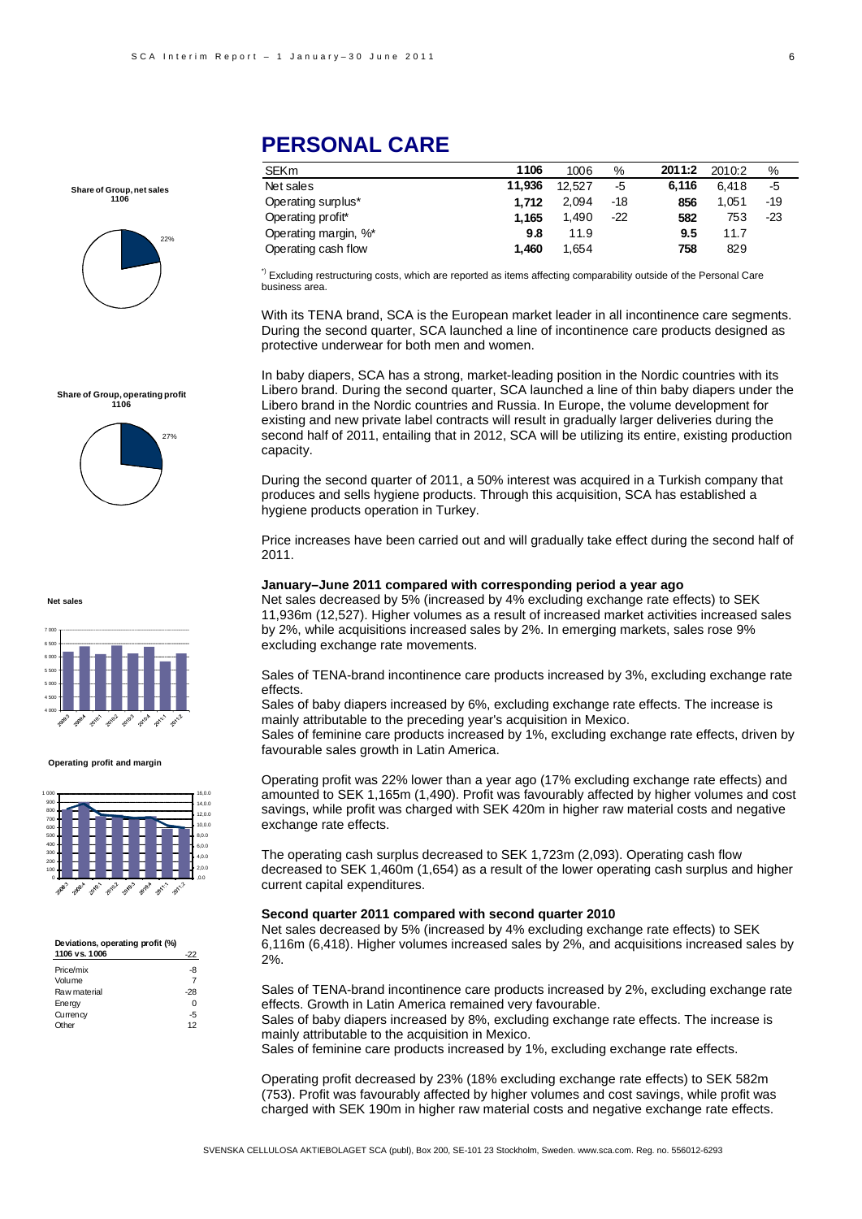# PERSONAL CARE

| SEKm | 1106 | 1006 | % | 2011:2 | 2010:2 | % |
|---|---|---|---|---|---|---|
| Net sales | **11,936** | 12,527 | -5 | **6,116** | 6,418 | -5 |
| Operating surplus* | **1,712** | 2,094 | -18 | **856** | 1,051 | -19 |
| Operating profit* | **1,165** | 1,490 | -22 | **582** | 753 | -23 |
| Operating margin, %* | **9.8** | 11.9 | | **9.5** | 11.7 | |
| Operating cash flow | **1,460** | 1,654 | | **758** | 829 | |

*) Excluding restructuring costs, which are reported as items affecting comparability outside of the Personal Care business area.

**Share of Group, net sales 1106**

22%

**Share of Group, operating profit 1106**

27%

**Net sales**

**Operating profit and margin**

**Deviations, operating profit (%)**

| 1106 vs. 1006 | -22 |
|---|---|
| Price/mix | -8 |
| Volume | 7 |
| Raw material | -28 |
| Energy | 0 |
| Currency | -5 |
| Other | 12 |

With its TENA brand, SCA is the European market leader in all incontinence care segments. During the second quarter, SCA launched a line of incontinence care products designed as protective underwear for both men and women.

In baby diapers, SCA has a strong, market-leading position in the Nordic countries with its Libero brand. During the second quarter, SCA launched a line of thin baby diapers under the Libero brand in the Nordic countries and Russia. In Europe, the volume development for existing and new private label contracts will result in gradually larger deliveries during the second half of 2011, entailing that in 2012, SCA will be utilizing its entire, existing production capacity.

During the second quarter of 2011, a 50% interest was acquired in a Turkish company that produces and sells hygiene products. Through this acquisition, SCA has established a hygiene products operation in Turkey.

Price increases have been carried out and will gradually take effect during the second half of 2011.

### January–June 2011 compared with corresponding period a year ago

Net sales decreased by 5% (increased by 4% excluding exchange rate effects) to SEK 11,936m (12,527). Higher volumes as a result of increased market activities increased sales by 2%, while acquisitions increased sales by 2%. In emerging markets, sales rose 9% excluding exchange rate movements.

Sales of TENA-brand incontinence care products increased by 3%, excluding exchange rate effects.
Sales of baby diapers increased by 6%, excluding exchange rate effects. The increase is mainly attributable to the preceding year's acquisition in Mexico.
Sales of feminine care products increased by 1%, excluding exchange rate effects, driven by favourable sales growth in Latin America.

Operating profit was 22% lower than a year ago (17% excluding exchange rate effects) and amounted to SEK 1,165m (1,490). Profit was favourably affected by higher volumes and cost savings, while profit was charged with SEK 420m in higher raw material costs and negative exchange rate effects.

The operating cash surplus decreased to SEK 1,723m (2,093). Operating cash flow decreased to SEK 1,460m (1,654) as a result of the lower operating cash surplus and higher current capital expenditures.

### Second quarter 2011 compared with second quarter 2010

Net sales decreased by 5% (increased by 4% excluding exchange rate effects) to SEK 6,116m (6,418). Higher volumes increased sales by 2%, and acquisitions increased sales by 2%.

Sales of TENA-brand incontinence care products increased by 2%, excluding exchange rate effects. Growth in Latin America remained very favourable.
Sales of baby diapers increased by 8%, excluding exchange rate effects. The increase is mainly attributable to the acquisition in Mexico.
Sales of feminine care products increased by 1%, excluding exchange rate effects.

Operating profit decreased by 23% (18% excluding exchange rate effects) to SEK 582m (753). Profit was favourably affected by higher volumes and cost savings, while profit was charged with SEK 190m in higher raw material costs and negative exchange rate effects.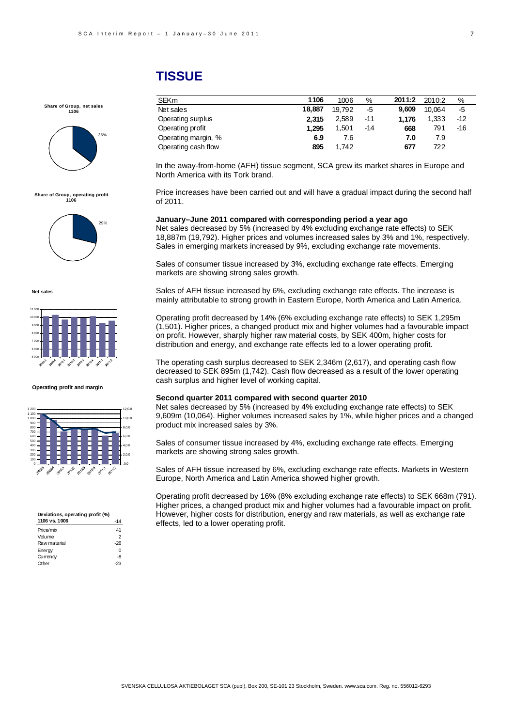# TISSUE

| SEKm | 1106 | 1006 | % | 2011:2 | 2010:2 | % |
|---|---|---|---|---|---|---|
| Net sales | **18,887** | 19,792 | -5 | **9,609** | 10,064 | -5 |
| Operating surplus | **2,315** | 2,589 | -11 | **1,176** | 1,333 | -12 |
| Operating profit | **1,295** | 1,501 | -14 | **668** | 791 | -16 |
| Operating margin, % | **6.9** | 7.6 | | **7.0** | 7.9 | |
| Operating cash flow | **895** | 1,742 | | **677** | 722 | |

In the away-from-home (AFH) tissue segment, SCA grew its market shares in Europe and North America with its Tork brand.

Price increases have been carried out and will have a gradual impact during the second half of 2011.

**January–June 2011 compared with corresponding period a year ago**

Net sales decreased by 5% (increased by 4% excluding exchange rate effects) to SEK 18,887m (19,792). Higher prices and volumes increased sales by 3% and 1%, respectively. Sales in emerging markets increased by 9%, excluding exchange rate movements.

Sales of consumer tissue increased by 3%, excluding exchange rate effects. Emerging markets are showing strong sales growth.

Sales of AFH tissue increased by 6%, excluding exchange rate effects. The increase is mainly attributable to strong growth in Eastern Europe, North America and Latin America.

Operating profit decreased by 14% (6% excluding exchange rate effects) to SEK 1,295m (1,501). Higher prices, a changed product mix and higher volumes had a favourable impact on profit. However, sharply higher raw material costs, by SEK 400m, higher costs for distribution and energy, and exchange rate effects led to a lower operating profit.

The operating cash surplus decreased to SEK 2,346m (2,617), and operating cash flow decreased to SEK 895m (1,742). Cash flow decreased as a result of the lower operating cash surplus and higher level of working capital.

**Second quarter 2011 compared with second quarter 2010**

Net sales decreased by 5% (increased by 4% excluding exchange rate effects) to SEK 9,609m (10,064). Higher volumes increased sales by 1%, while higher prices and a changed product mix increased sales by 3%.

Sales of consumer tissue increased by 4%, excluding exchange rate effects. Emerging markets are showing strong sales growth.

Sales of AFH tissue increased by 6%, excluding exchange rate effects. Markets in Western Europe, North America and Latin America showed higher growth.

Operating profit decreased by 16% (8% excluding exchange rate effects) to SEK 668m (791). Higher prices, a changed product mix and higher volumes had a favourable impact on profit. However, higher costs for distribution, energy and raw materials, as well as exchange rate effects, led to a lower operating profit.

**Share of Group, net sales 1106**

36%

**Share of Group, operating profit 1106**

29%

**Net sales**

**Operating profit and margin**

**Deviations, operating profit (%)**

| 1106 vs. 1006 | -14 |
|---|---|
| Price/mix | 41 |
| Volume | 2 |
| Raw material | -26 |
| Energy | 0 |
| Currency | -8 |
| Other | -23 |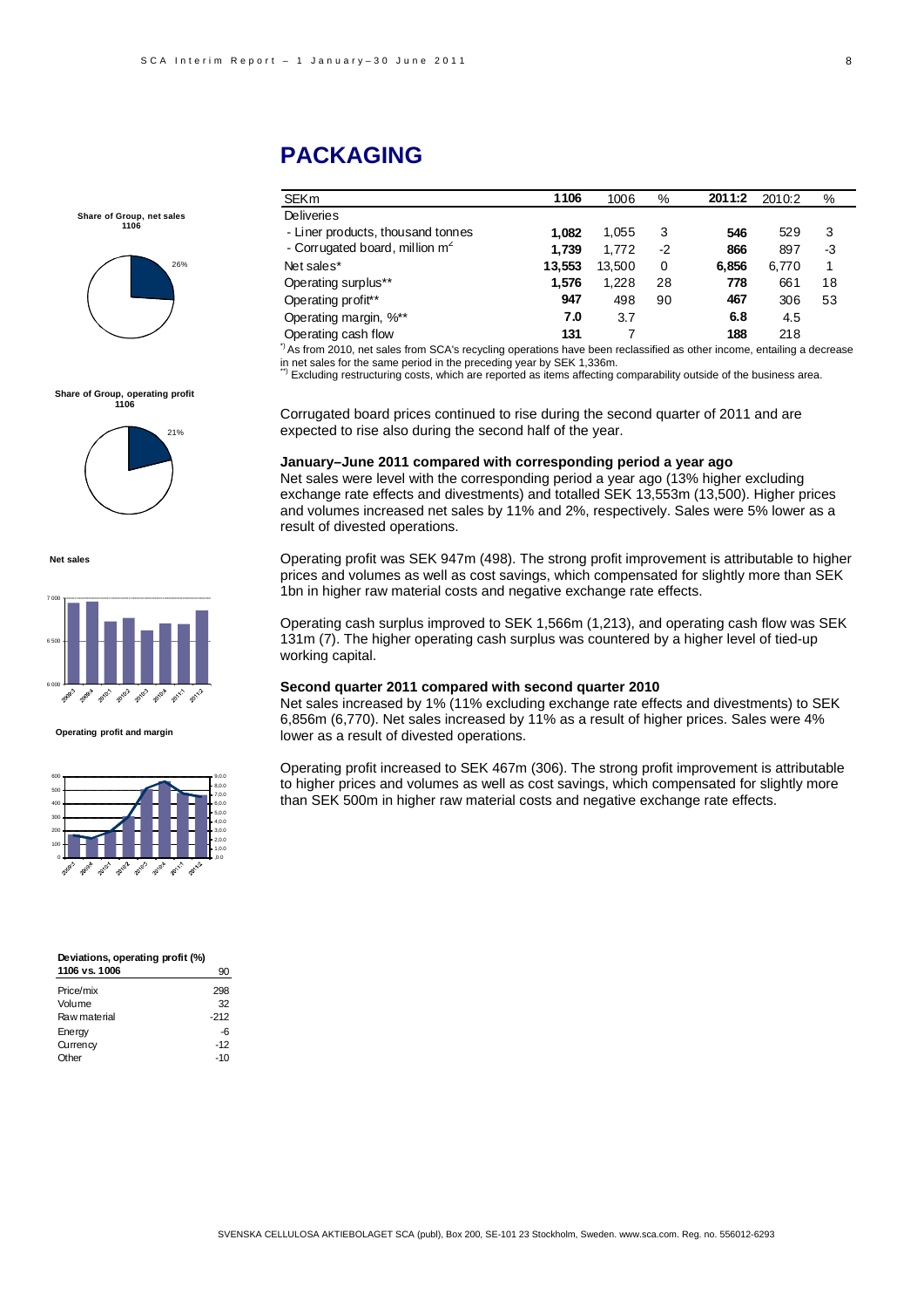# PACKAGING

| SEKm | 1106 | 1006 | % | 2011:2 | 2010:2 | % |
|---|---|---|---|---|---|---|
| Deliveries | | | | | | |
| - Liner products, thousand tonnes | **1,082** | 1,055 | 3 | **546** | 529 | 3 |
| - Corrugated board, million m² | **1,739** | 1,772 | -2 | **866** | 897 | -3 |
| Net sales* | **13,553** | 13,500 | 0 | **6,856** | 6,770 | 1 |
| Operating surplus** | **1,576** | 1,228 | 28 | **778** | 661 | 18 |
| Operating profit** | **947** | 498 | 90 | **467** | 306 | 53 |
| Operating margin, %** | **7.0** | 3.7 | | **6.8** | 4.5 | |
| Operating cash flow | **131** | 7 | | **188** | 218 | |

*) As from 2010, net sales from SCA's recycling operations have been reclassified as other income, entailing a decrease in net sales for the same period in the preceding year by SEK 1,336m.

**) Excluding restructuring costs, which are reported as items affecting comparability outside of the business area.

**Share of Group, net sales 1106**: 26%

**Share of Group, operating profit 1106**: 21%

**Net sales**

**Operating profit and margin**

Corrugated board prices continued to rise during the second quarter of 2011 and are expected to rise also during the second half of the year.

### January–June 2011 compared with corresponding period a year ago

Net sales were level with the corresponding period a year ago (13% higher excluding exchange rate effects and divestments) and totalled SEK 13,553m (13,500). Higher prices and volumes increased net sales by 11% and 2%, respectively. Sales were 5% lower as a result of divested operations.

Operating profit was SEK 947m (498). The strong profit improvement is attributable to higher prices and volumes as well as cost savings, which compensated for slightly more than SEK 1bn in higher raw material costs and negative exchange rate effects.

Operating cash surplus improved to SEK 1,566m (1,213), and operating cash flow was SEK 131m (7). The higher operating cash surplus was countered by a higher level of tied-up working capital.

### Second quarter 2011 compared with second quarter 2010

Net sales increased by 1% (11% excluding exchange rate effects and divestments) to SEK 6,856m (6,770). Net sales increased by 11% as a result of higher prices. Sales were 4% lower as a result of divested operations.

Operating profit increased to SEK 467m (306). The strong profit improvement is attributable to higher prices and volumes as well as cost savings, which compensated for slightly more than SEK 500m in higher raw material costs and negative exchange rate effects.

| Deviations, operating profit (%) 1106 vs. 1006 | 90 |
|---|---|
| Price/mix | 298 |
| Volume | 32 |
| Raw material | -212 |
| Energy | -6 |
| Currency | -12 |
| Other | -10 |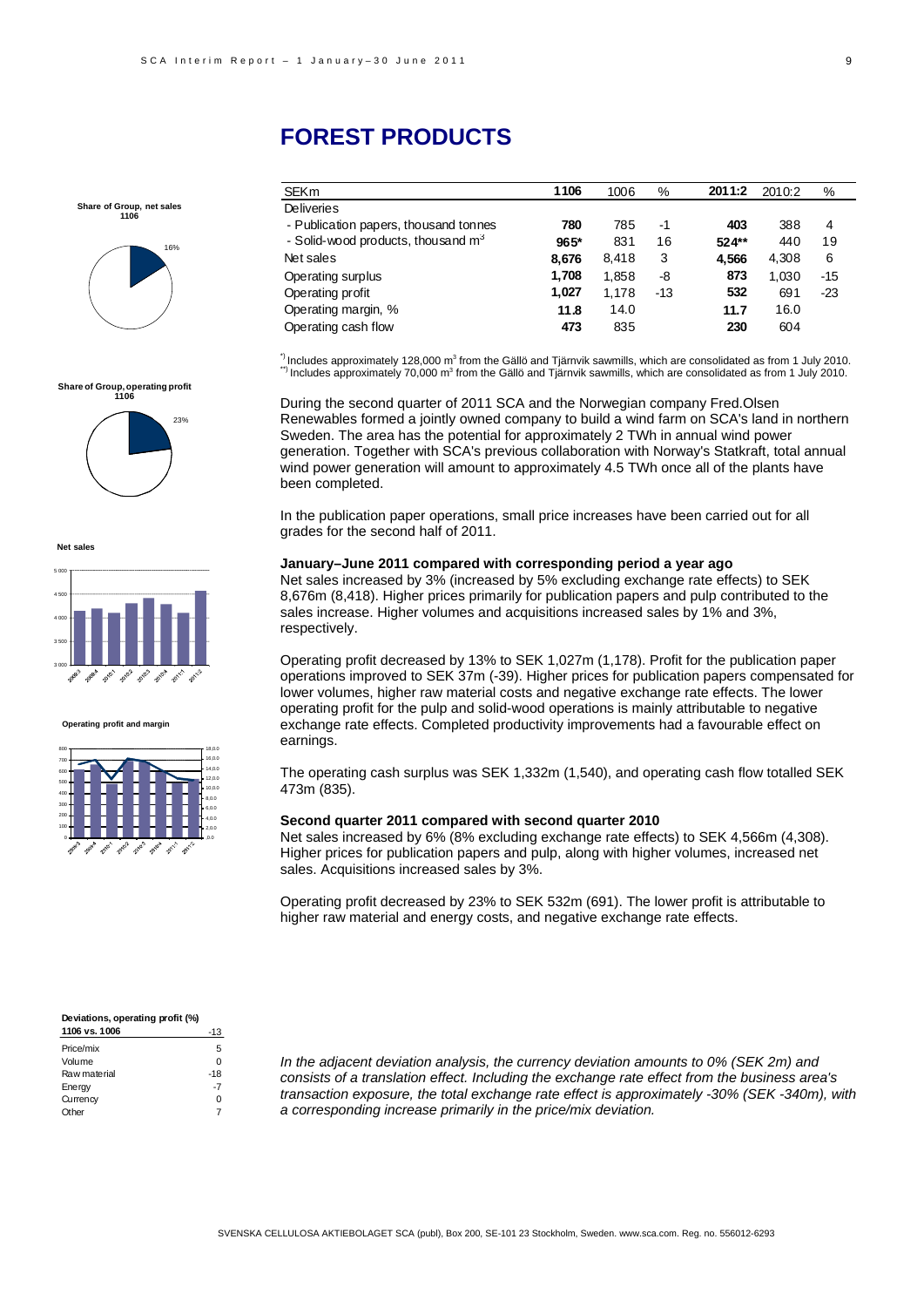# FOREST PRODUCTS

**Share of Group, net sales 1106**

16%

**Share of Group, operating profit 1106**

23%

**Net sales**

**Operating profit and margin**

| SEKm | 1106 | 1006 | % | 2011:2 | 2010:2 | % |
|---|---|---|---|---|---|---|
| Deliveries | | | | | | |
| - Publication papers, thousand tonnes | **780** | 785 | -1 | **403** | 388 | 4 |
| - Solid-wood products, thousand $m^3$ | **965*** | 831 | 16 | **524**** | 440 | 19 |
| Net sales | **8,676** | 8,418 | 3 | **4,566** | 4,308 | 6 |
| Operating surplus | **1,708** | 1,858 | -8 | **873** | 1,030 | -15 |
| Operating profit | **1,027** | 1,178 | -13 | **532** | 691 | -23 |
| Operating margin, % | **11.8** | 14.0 | | **11.7** | 16.0 | |
| Operating cash flow | **473** | 835 | | **230** | 604 | |

*) Includes approximately 128,000 $m^3$ from the Gällö and Tjärnvik sawmills, which are consolidated as from 1 July 2010.
**) Includes approximately 70,000 $m^3$ from the Gällö and Tjärnvik sawmills, which are consolidated as from 1 July 2010.

During the second quarter of 2011 SCA and the Norwegian company Fred.Olsen Renewables formed a jointly owned company to build a wind farm on SCA's land in northern Sweden. The area has the potential for approximately 2 TWh in annual wind power generation. Together with SCA's previous collaboration with Norway's Statkraft, total annual wind power generation will amount to approximately 4.5 TWh once all of the plants have been completed.

In the publication paper operations, small price increases have been carried out for all grades for the second half of 2011.

### January–June 2011 compared with corresponding period a year ago

Net sales increased by 3% (increased by 5% excluding exchange rate effects) to SEK 8,676m (8,418). Higher prices primarily for publication papers and pulp contributed to the sales increase. Higher volumes and acquisitions increased sales by 1% and 3%, respectively.

Operating profit decreased by 13% to SEK 1,027m (1,178). Profit for the publication paper operations improved to SEK 37m (-39). Higher prices for publication papers compensated for lower volumes, higher raw material costs and negative exchange rate effects. The lower operating profit for the pulp and solid-wood operations is mainly attributable to negative exchange rate effects. Completed productivity improvements had a favourable effect on earnings.

The operating cash surplus was SEK 1,332m (1,540), and operating cash flow totalled SEK 473m (835).

### Second quarter 2011 compared with second quarter 2010

Net sales increased by 6% (8% excluding exchange rate effects) to SEK 4,566m (4,308). Higher prices for publication papers and pulp, along with higher volumes, increased net sales. Acquisitions increased sales by 3%.

Operating profit decreased by 23% to SEK 532m (691). The lower profit is attributable to higher raw material and energy costs, and negative exchange rate effects.

**Deviations, operating profit (%)**

| 1106 vs. 1006 | -13 |
|---|---|
| Price/mix | 5 |
| Volume | 0 |
| Raw material | -18 |
| Energy | -7 |
| Currency | 0 |
| Other | 7 |

*In the adjacent deviation analysis, the currency deviation amounts to 0% (SEK 2m) and consists of a translation effect. Including the exchange rate effect from the business area's transaction exposure, the total exchange rate effect is approximately -30% (SEK -340m), with a corresponding increase primarily in the price/mix deviation.*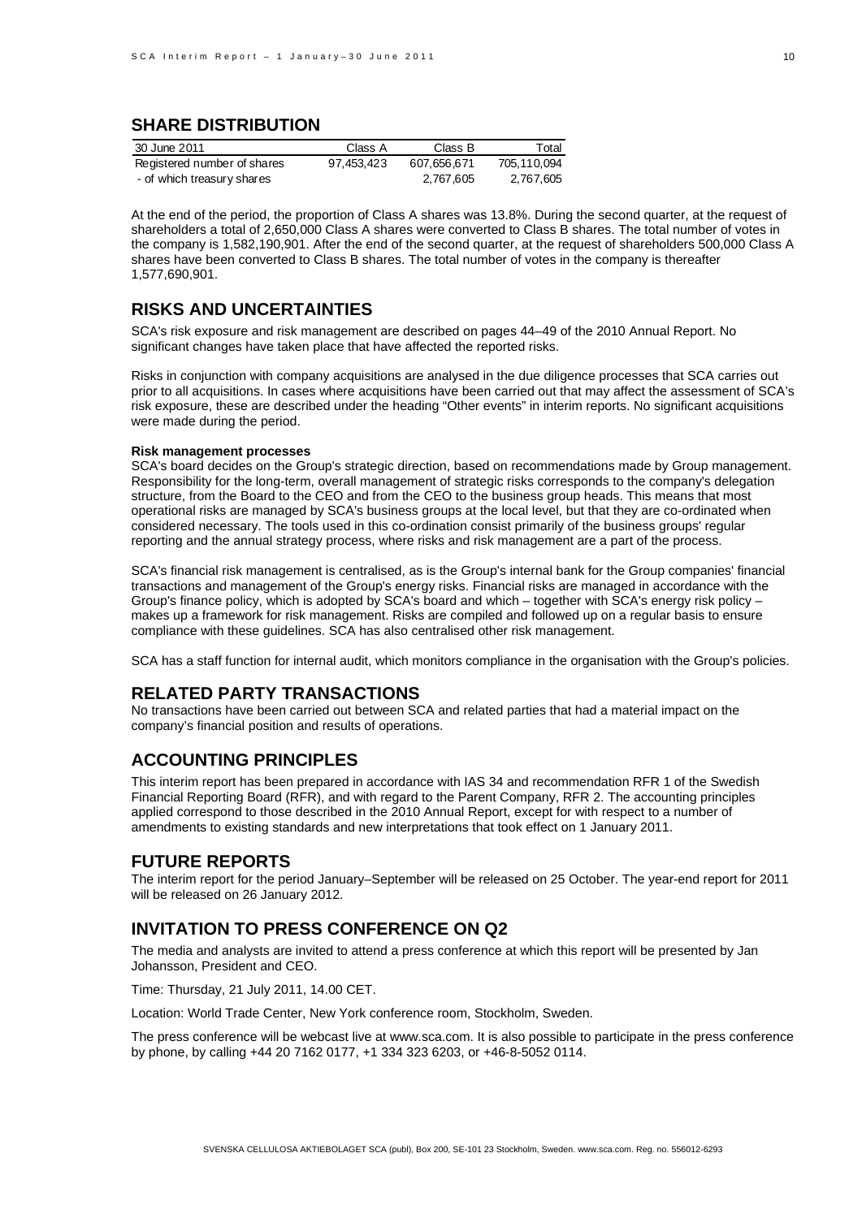## SHARE DISTRIBUTION

| 30 June 2011 | Class A | Class B | Total |
| --- | --- | --- | --- |
| Registered number of shares | 97,453,423 | 607,656,671 | 705,110,094 |
| - of which treasury shares | | 2,767,605 | 2,767,605 |

At the end of the period, the proportion of Class A shares was 13.8%. During the second quarter, at the request of shareholders a total of 2,650,000 Class A shares were converted to Class B shares. The total number of votes in the company is 1,582,190,901. After the end of the second quarter, at the request of shareholders 500,000 Class A shares have been converted to Class B shares. The total number of votes in the company is thereafter 1,577,690,901.

## RISKS AND UNCERTAINTIES

SCA's risk exposure and risk management are described on pages 44–49 of the 2010 Annual Report. No significant changes have taken place that have affected the reported risks.

Risks in conjunction with company acquisitions are analysed in the due diligence processes that SCA carries out prior to all acquisitions. In cases where acquisitions have been carried out that may affect the assessment of SCA's risk exposure, these are described under the heading "Other events" in interim reports. No significant acquisitions were made during the period.

**Risk management processes**

SCA's board decides on the Group's strategic direction, based on recommendations made by Group management. Responsibility for the long-term, overall management of strategic risks corresponds to the company's delegation structure, from the Board to the CEO and from the CEO to the business group heads. This means that most operational risks are managed by SCA's business groups at the local level, but that they are co-ordinated when considered necessary. The tools used in this co-ordination consist primarily of the business groups' regular reporting and the annual strategy process, where risks and risk management are a part of the process.

SCA's financial risk management is centralised, as is the Group's internal bank for the Group companies' financial transactions and management of the Group's energy risks. Financial risks are managed in accordance with the Group's finance policy, which is adopted by SCA's board and which – together with SCA's energy risk policy – makes up a framework for risk management. Risks are compiled and followed up on a regular basis to ensure compliance with these guidelines. SCA has also centralised other risk management.

SCA has a staff function for internal audit, which monitors compliance in the organisation with the Group's policies.

## RELATED PARTY TRANSACTIONS

No transactions have been carried out between SCA and related parties that had a material impact on the company's financial position and results of operations.

## ACCOUNTING PRINCIPLES

This interim report has been prepared in accordance with IAS 34 and recommendation RFR 1 of the Swedish Financial Reporting Board (RFR), and with regard to the Parent Company, RFR 2. The accounting principles applied correspond to those described in the 2010 Annual Report, except for with respect to a number of amendments to existing standards and new interpretations that took effect on 1 January 2011.

## FUTURE REPORTS

The interim report for the period January–September will be released on 25 October. The year-end report for 2011 will be released on 26 January 2012.

## INVITATION TO PRESS CONFERENCE ON Q2

The media and analysts are invited to attend a press conference at which this report will be presented by Jan Johansson, President and CEO.

Time: Thursday, 21 July 2011, 14.00 CET.

Location: World Trade Center, New York conference room, Stockholm, Sweden.

The press conference will be webcast live at www.sca.com. It is also possible to participate in the press conference by phone, by calling +44 20 7162 0177, +1 334 323 6203, or +46-8-5052 0114.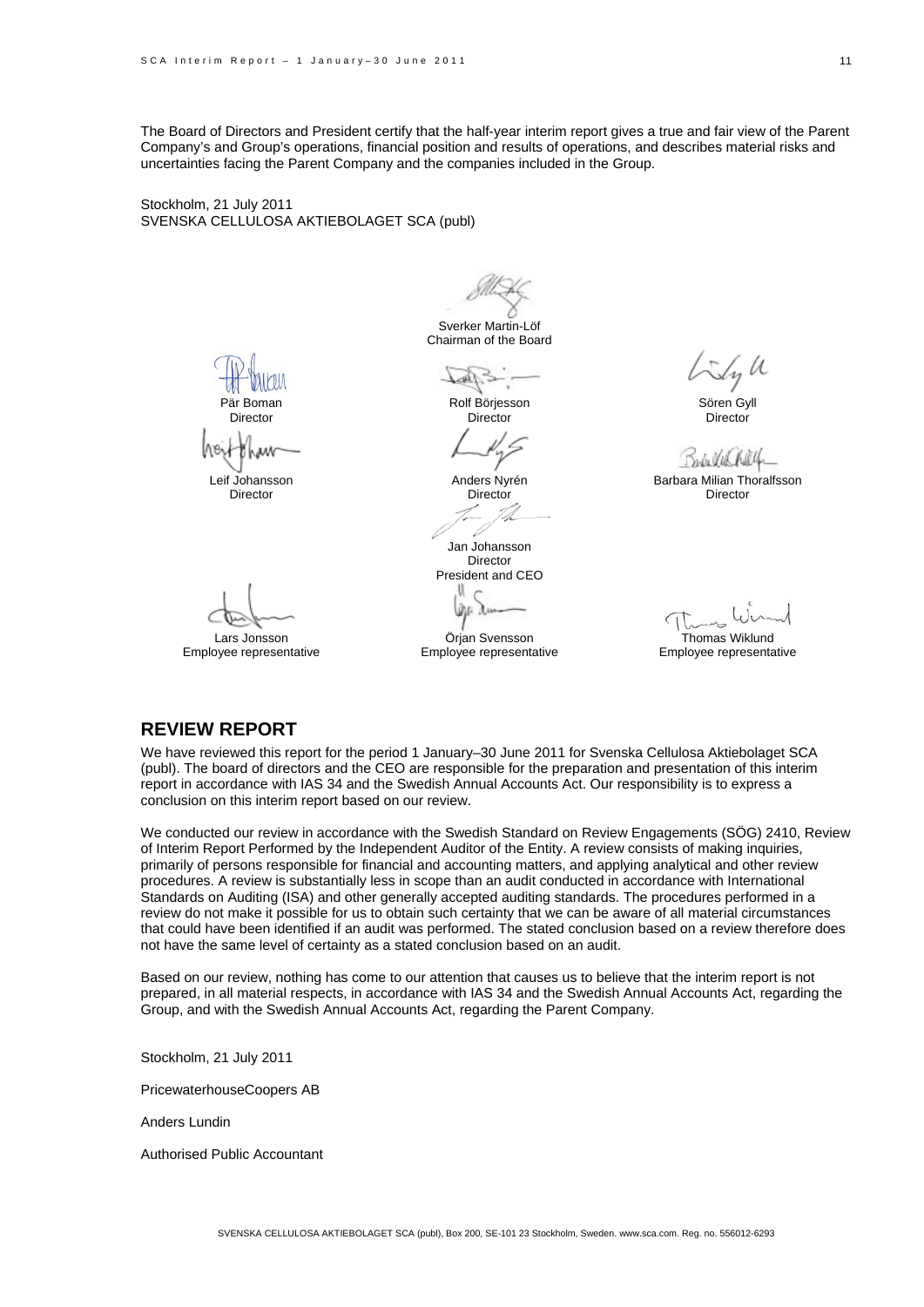The Board of Directors and President certify that the half-year interim report gives a true and fair view of the Parent Company's and Group's operations, financial position and results of operations, and describes material risks and uncertainties facing the Parent Company and the companies included in the Group.

Stockholm, 21 July 2011
SVENSKA CELLULOSA AKTIEBOLAGET SCA (publ)

Sverker Martin-Löf
Chairman of the Board

Pär Boman
Director

Rolf Börjesson
Director

Sören Gyll
Director

Leif Johansson
Director

Anders Nyrén
Director

Barbara Milian Thoralfsson
Director

Jan Johansson
Director
President and CEO

Lars Jonsson
Employee representative

Örjan Svensson
Employee representative

Thomas Wiklund
Employee representative

## REVIEW REPORT

We have reviewed this report for the period 1 January–30 June 2011 for Svenska Cellulosa Aktiebolaget SCA (publ). The board of directors and the CEO are responsible for the preparation and presentation of this interim report in accordance with IAS 34 and the Swedish Annual Accounts Act. Our responsibility is to express a conclusion on this interim report based on our review.

We conducted our review in accordance with the Swedish Standard on Review Engagements (SÖG) 2410, Review of Interim Report Performed by the Independent Auditor of the Entity. A review consists of making inquiries, primarily of persons responsible for financial and accounting matters, and applying analytical and other review procedures. A review is substantially less in scope than an audit conducted in accordance with International Standards on Auditing (ISA) and other generally accepted auditing standards. The procedures performed in a review do not make it possible for us to obtain such certainty that we can be aware of all material circumstances that could have been identified if an audit was performed. The stated conclusion based on a review therefore does not have the same level of certainty as a stated conclusion based on an audit.

Based on our review, nothing has come to our attention that causes us to believe that the interim report is not prepared, in all material respects, in accordance with IAS 34 and the Swedish Annual Accounts Act, regarding the Group, and with the Swedish Annual Accounts Act, regarding the Parent Company.

Stockholm, 21 July 2011

PricewaterhouseCoopers AB

Anders Lundin

Authorised Public Accountant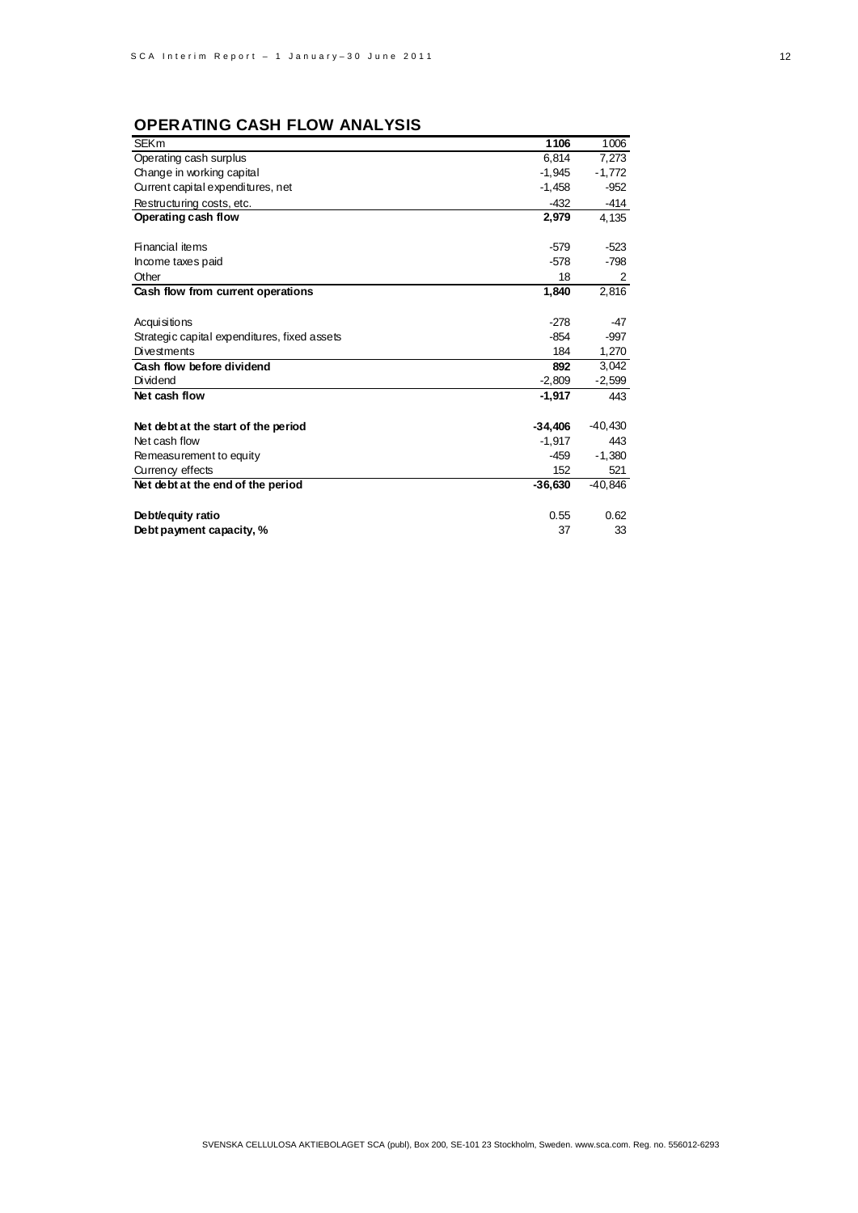## OPERATING CASH FLOW ANALYSIS

| SEKm | 1106 | 1006 |
|---|---|---|
| Operating cash surplus | 6,814 | 7,273 |
| Change in working capital | -1,945 | -1,772 |
| Current capital expenditures, net | -1,458 | -952 |
| Restructuring costs, etc. | -432 | -414 |
| **Operating cash flow** | **2,979** | 4,135 |
| | | |
| Financial items | -579 | -523 |
| Income taxes paid | -578 | -798 |
| Other | 18 | 2 |
| **Cash flow from current operations** | **1,840** | 2,816 |
| | | |
| Acquisitions | -278 | -47 |
| Strategic capital expenditures, fixed assets | -854 | -997 |
| Divestments | 184 | 1,270 |
| **Cash flow before dividend** | **892** | 3,042 |
| Dividend | -2,809 | -2,599 |
| **Net cash flow** | **-1,917** | 443 |
| | | |
| **Net debt at the start of the period** | **-34,406** | -40,430 |
| Net cash flow | -1,917 | 443 |
| Remeasurement to equity | -459 | -1,380 |
| Currency effects | 152 | 521 |
| **Net debt at the end of the period** | **-36,630** | -40,846 |
| | | |
| **Debt/equity ratio** | 0.55 | 0.62 |
| **Debt payment capacity, %** | 37 | 33 |

SVENSKA CELLULOSA AKTIEBOLAGET SCA (publ), Box 200, SE-101 23 Stockholm, Sweden. www.sca.com. Reg. no. 556012-6293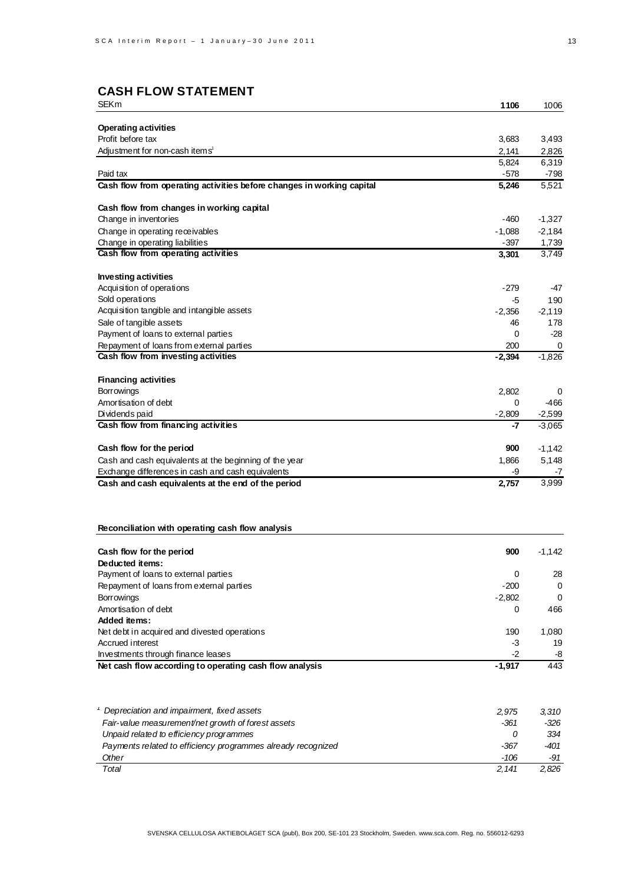## CASH FLOW STATEMENT

| SEKm | **1106** | 1006 |
|---|---|---|
| **Operating activities** | | |
| Profit before tax | 3,683 | 3,493 |
| Adjustment for non-cash items[1] | 2,141 | 2,826 |
| | 5,824 | 6,319 |
| Paid tax | -578 | -798 |
| **Cash flow from operating activities before changes in working capital** | **5,246** | 5,521 |
| | | |
| **Cash flow from changes in working capital** | | |
| Change in inventories | -460 | -1,327 |
| Change in operating receivables | -1,088 | -2,184 |
| Change in operating liabilities | -397 | 1,739 |
| **Cash flow from operating activities** | **3,301** | 3,749 |
| | | |
| **Investing activities** | | |
| Acquisition of operations | -279 | -47 |
| Sold operations | -5 | 190 |
| Acquisition tangible and intangible assets | -2,356 | -2,119 |
| Sale of tangible assets | 46 | 178 |
| Payment of loans to external parties | 0 | -28 |
| Repayment of loans from external parties | 200 | 0 |
| **Cash flow from investing activities** | **-2,394** | -1,826 |
| | | |
| **Financing activities** | | |
| Borrowings | 2,802 | 0 |
| Amortisation of debt | 0 | -466 |
| Dividends paid | -2,809 | -2,599 |
| **Cash flow from financing activities** | **-7** | -3,065 |
| | | |
| **Cash flow for the period** | **900** | -1,142 |
| Cash and cash equivalents at the beginning of the year | 1,866 | 5,148 |
| Exchange differences in cash and cash equivalents | -9 | -7 |
| **Cash and cash equivalents at the end of the period** | **2,757** | 3,999 |

**Reconciliation with operating cash flow analysis**

| | | |
|---|---|---|
| **Cash flow for the period** | **900** | -1,142 |
| **Deducted items:** | | |
| Payment of loans to external parties | 0 | 28 |
| Repayment of loans from external parties | -200 | 0 |
| Borrowings | -2,802 | 0 |
| Amortisation of debt | 0 | 466 |
| **Added items:** | | |
| Net debt in acquired and divested operations | 190 | 1,080 |
| Accrued interest | -3 | 19 |
| Investments through finance leases | -2 | -8 |
| **Net cash flow according to operating cash flow analysis** | **-1,917** | 443 |

| | | |
|---|---|---|
| *[1] Depreciation and impairment, fixed assets* | *2,975* | *3,310* |
| *Fair-value measurement/net growth of forest assets* | *-361* | *-326* |
| *Unpaid related to efficiency programmes* | *0* | *334* |
| *Payments related to efficiency programmes already recognized* | *-367* | *-401* |
| *Other* | *-106* | *-91* |
| *Total* | *2,141* | *2,826* |

SVENSKA CELLULOSA AKTIEBOLAGET SCA (publ), Box 200, SE-101 23 Stockholm, Sweden. www.sca.com. Reg. no. 556012-6293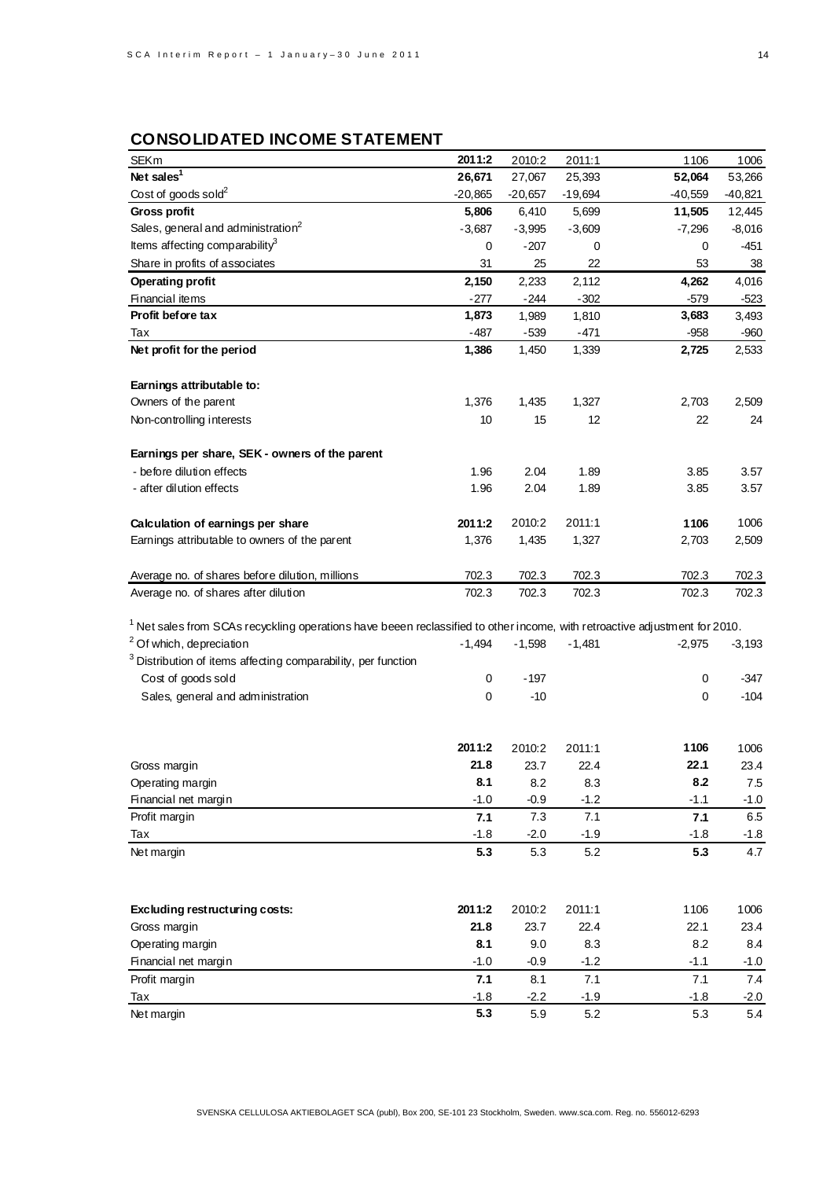## CONSOLIDATED INCOME STATEMENT

| SEKm | 2011:2 | 2010:2 | 2011:1 | 1106 | 1006 |
|---|---|---|---|---|---|
| **Net sales**[1] | **26,671** | 27,067 | 25,393 | **52,064** | 53,266 |
| Cost of goods sold[2] | -20,865 | -20,657 | -19,694 | -40,559 | -40,821 |
| **Gross profit** | **5,806** | 6,410 | 5,699 | **11,505** | 12,445 |
| Sales, general and administration[2] | -3,687 | -3,995 | -3,609 | -7,296 | -8,016 |
| Items affecting comparability[3] | 0 | -207 | 0 | 0 | -451 |
| Share in profits of associates | 31 | 25 | 22 | 53 | 38 |
| **Operating profit** | **2,150** | 2,233 | 2,112 | **4,262** | 4,016 |
| Financial items | -277 | -244 | -302 | -579 | -523 |
| **Profit before tax** | **1,873** | 1,989 | 1,810 | **3,683** | 3,493 |
| Tax | -487 | -539 | -471 | -958 | -960 |
| **Net profit for the period** | **1,386** | 1,450 | 1,339 | **2,725** | 2,533 |
| | | | | | |
| **Earnings attributable to:** | | | | | |
| Owners of the parent | 1,376 | 1,435 | 1,327 | 2,703 | 2,509 |
| Non-controlling interests | 10 | 15 | 12 | 22 | 24 |
| | | | | | |
| **Earnings per share, SEK - owners of the parent** | | | | | |
| - before dilution effects | 1.96 | 2.04 | 1.89 | 3.85 | 3.57 |
| - after dilution effects | 1.96 | 2.04 | 1.89 | 3.85 | 3.57 |
| | | | | | |
| **Calculation of earnings per share** | **2011:2** | 2010:2 | 2011:1 | **1106** | 1006 |
| Earnings attributable to owners of the parent | 1,376 | 1,435 | 1,327 | 2,703 | 2,509 |
| | | | | | |
| Average no. of shares before dilution, millions | 702.3 | 702.3 | 702.3 | 702.3 | 702.3 |
| Average no. of shares after dilution | 702.3 | 702.3 | 702.3 | 702.3 | 702.3 |

[1] Net sales from SCAs recycling operations have beeen reclassified to other income, with retroactive adjustment for 2010.

| | 2011:2 | 2010:2 | 2011:1 | 1106 | 1006 |
|---|---|---|---|---|---|
| [2] Of which, depreciation | -1,494 | -1,598 | -1,481 | -2,975 | -3,193 |
| [3] Distribution of items affecting comparability, per function | | | | | |
| Cost of goods sold | 0 | -197 | | 0 | -347 |
| Sales, general and administration | 0 | -10 | | 0 | -104 |

| | **2011:2** | 2010:2 | 2011:1 | **1106** | 1006 |
|---|---|---|---|---|---|
| Gross margin | **21.8** | 23.7 | 22.4 | **22.1** | 23.4 |
| Operating margin | **8.1** | 8.2 | 8.3 | **8.2** | 7.5 |
| Financial net margin | -1.0 | -0.9 | -1.2 | -1.1 | -1.0 |
| Profit margin | **7.1** | 7.3 | 7.1 | **7.1** | 6.5 |
| Tax | -1.8 | -2.0 | -1.9 | -1.8 | -1.8 |
| Net margin | **5.3** | 5.3 | 5.2 | **5.3** | 4.7 |

| **Excluding restructuring costs:** | **2011:2** | 2010:2 | 2011:1 | 1106 | 1006 |
|---|---|---|---|---|---|
| Gross margin | **21.8** | 23.7 | 22.4 | 22.1 | 23.4 |
| Operating margin | **8.1** | 9.0 | 8.3 | 8.2 | 8.4 |
| Financial net margin | -1.0 | -0.9 | -1.2 | -1.1 | -1.0 |
| Profit margin | **7.1** | 8.1 | 7.1 | 7.1 | 7.4 |
| Tax | -1.8 | -2.2 | -1.9 | -1.8 | -2.0 |
| Net margin | **5.3** | 5.9 | 5.2 | 5.3 | 5.4 |

SVENSKA CELLULOSA AKTIEBOLAGET SCA (publ), Box 200, SE-101 23 Stockholm, Sweden. www.sca.com. Reg. no. 556012-6293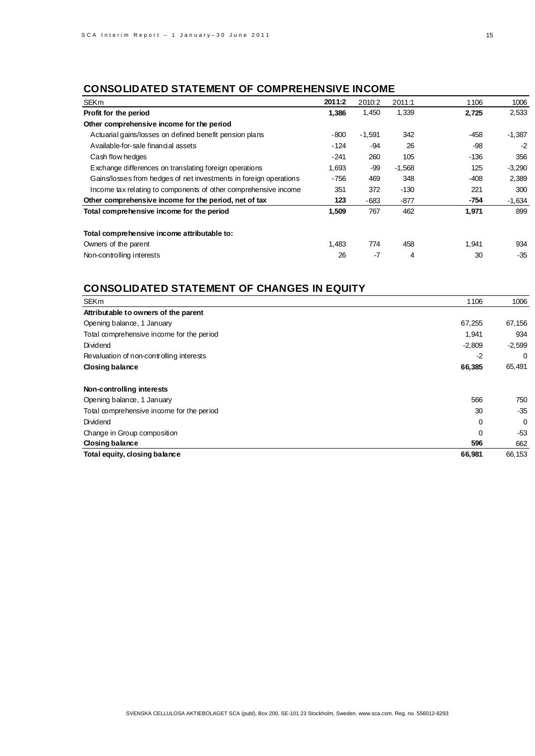## CONSOLIDATED STATEMENT OF COMPREHENSIVE INCOME

| SEKm | 2011:2 | 2010:2 | 2011:1 | 1106 | 1006 |
|---|---|---|---|---|---|
| **Profit for the period** | **1,386** | 1,450 | 1,339 | **2,725** | 2,533 |
| **Other comprehensive income for the period** | | | | | |
| Actuarial gains/losses on defined benefit pension plans | -800 | -1,591 | 342 | -458 | -1,387 |
| Available-for-sale financial assets | -124 | -94 | 26 | -98 | -2 |
| Cash flow hedges | -241 | 260 | 105 | -136 | 356 |
| Exchange differences on translating foreign operations | 1,693 | -99 | -1,568 | 125 | -3,290 |
| Gains/losses from hedges of net investments in foreign operations | -756 | 469 | 348 | -408 | 2,389 |
| Income tax relating to components of other comprehensive income | 351 | 372 | -130 | 221 | 300 |
| **Other comprehensive income for the period, net of tax** | **123** | -683 | -877 | **-754** | -1,634 |
| **Total comprehensive income for the period** | **1,509** | 767 | 462 | **1,971** | 899 |
| | | | | | |
| **Total comprehensive income attributable to:** | | | | | |
| Owners of the parent | 1,483 | 774 | 458 | 1,941 | 934 |
| Non-controlling interests | 26 | -7 | 4 | 30 | -35 |

## CONSOLIDATED STATEMENT OF CHANGES IN EQUITY

| SEKm | 1106 | 1006 |
|---|---|---|
| **Attributable to owners of the parent** | | |
| Opening balance, 1 January | 67,255 | 67,156 |
| Total comprehensive income for the period | 1,941 | 934 |
| Dividend | -2,809 | -2,599 |
| Revaluation of non-controlling interests | -2 | 0 |
| **Closing balance** | **66,385** | 65,491 |
| | | |
| **Non-controlling interests** | | |
| Opening balance, 1 January | 566 | 750 |
| Total comprehensive income for the period | 30 | -35 |
| Dividend | 0 | 0 |
| Change in Group composition | 0 | -53 |
| **Closing balance** | **596** | 662 |
| **Total equity, closing balance** | **66,981** | 66,153 |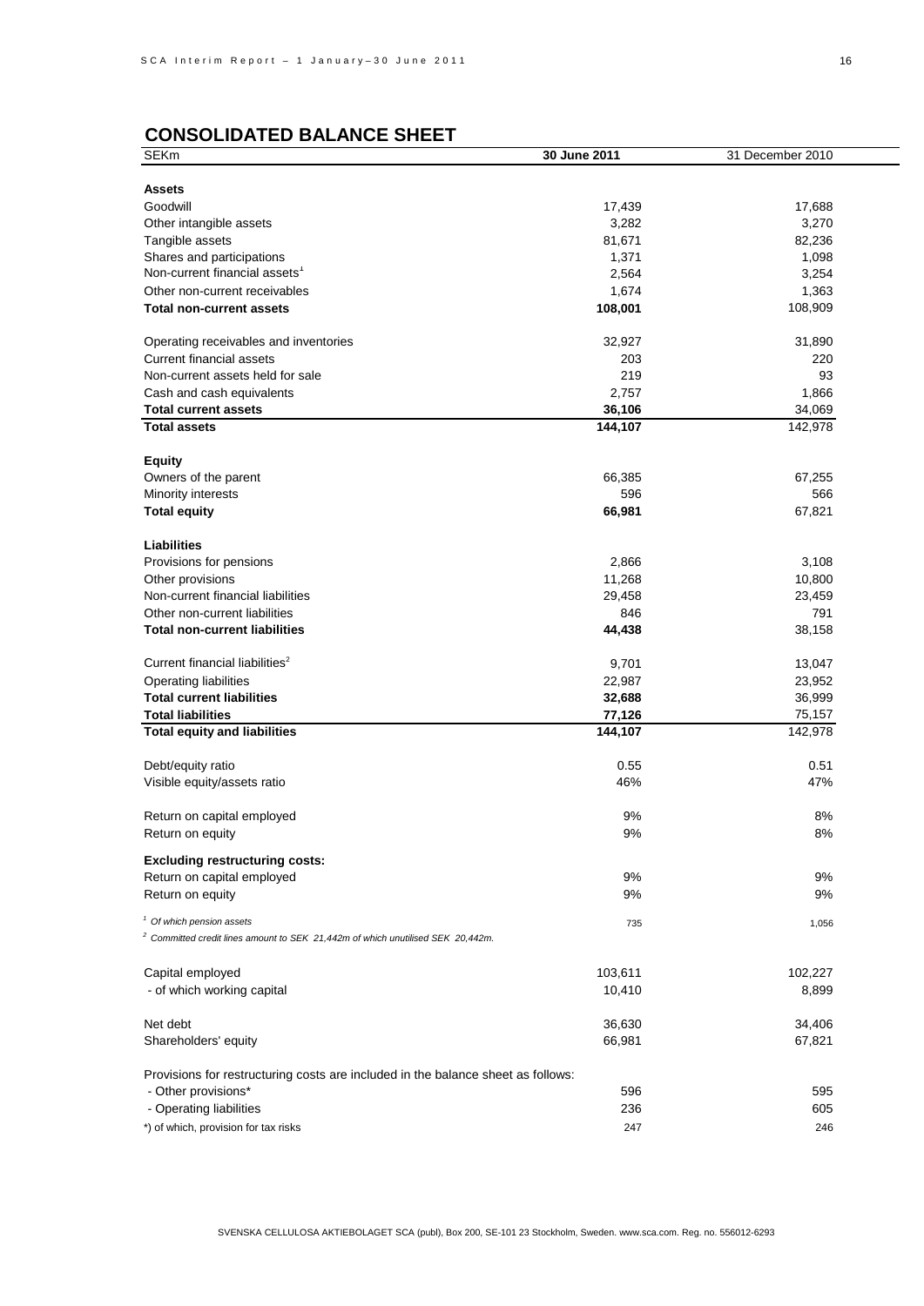## CONSOLIDATED BALANCE SHEET

| SEKm | 30 June 2011 | 31 December 2010 |
|---|---|---|
| **Assets** | | |
| Goodwill | 17,439 | 17,688 |
| Other intangible assets | 3,282 | 3,270 |
| Tangible assets | 81,671 | 82,236 |
| Shares and participations | 1,371 | 1,098 |
| Non-current financial assets[1] | 2,564 | 3,254 |
| Other non-current receivables | 1,674 | 1,363 |
| **Total non-current assets** | **108,001** | 108,909 |
| | | |
| Operating receivables and inventories | 32,927 | 31,890 |
| Current financial assets | 203 | 220 |
| Non-current assets held for sale | 219 | 93 |
| Cash and cash equivalents | 2,757 | 1,866 |
| **Total current assets** | **36,106** | 34,069 |
| **Total assets** | **144,107** | 142,978 |
| | | |
| **Equity** | | |
| Owners of the parent | 66,385 | 67,255 |
| Minority interests | 596 | 566 |
| **Total equity** | **66,981** | 67,821 |
| | | |
| **Liabilities** | | |
| Provisions for pensions | 2,866 | 3,108 |
| Other provisions | 11,268 | 10,800 |
| Non-current financial liabilities | 29,458 | 23,459 |
| Other non-current liabilities | 846 | 791 |
| **Total non-current liabilities** | **44,438** | 38,158 |
| | | |
| Current financial liabilities[2] | 9,701 | 13,047 |
| Operating liabilities | 22,987 | 23,952 |
| **Total current liabilities** | **32,688** | 36,999 |
| **Total liabilities** | **77,126** | 75,157 |
| **Total equity and liabilities** | **144,107** | 142,978 |
| | | |
| Debt/equity ratio | 0.55 | 0.51 |
| Visible equity/assets ratio | 46% | 47% |
| | | |
| Return on capital employed | 9% | 8% |
| Return on equity | 9% | 8% |
| | | |
| **Excluding restructuring costs:** | | |
| Return on capital employed | 9% | 9% |
| Return on equity | 9% | 9% |
| | | |
| *[1] Of which pension assets* | 735 | 1,056 |
| *[2] Committed credit lines amount to SEK 21,442m of which unutilised SEK 20,442m.* | | |
| | | |
| Capital employed | 103,611 | 102,227 |
| - of which working capital | 10,410 | 8,899 |
| | | |
| Net debt | 36,630 | 34,406 |
| Shareholders' equity | 66,981 | 67,821 |
| | | |
| Provisions for restructuring costs are included in the balance sheet as follows: | | |
| - Other provisions* | 596 | 595 |
| - Operating liabilities | 236 | 605 |
| *) of which, provision for tax risks | 247 | 246 |

SVENSKA CELLULOSA AKTIEBOLAGET SCA (publ), Box 200, SE-101 23 Stockholm, Sweden. www.sca.com. Reg. no. 556012-6293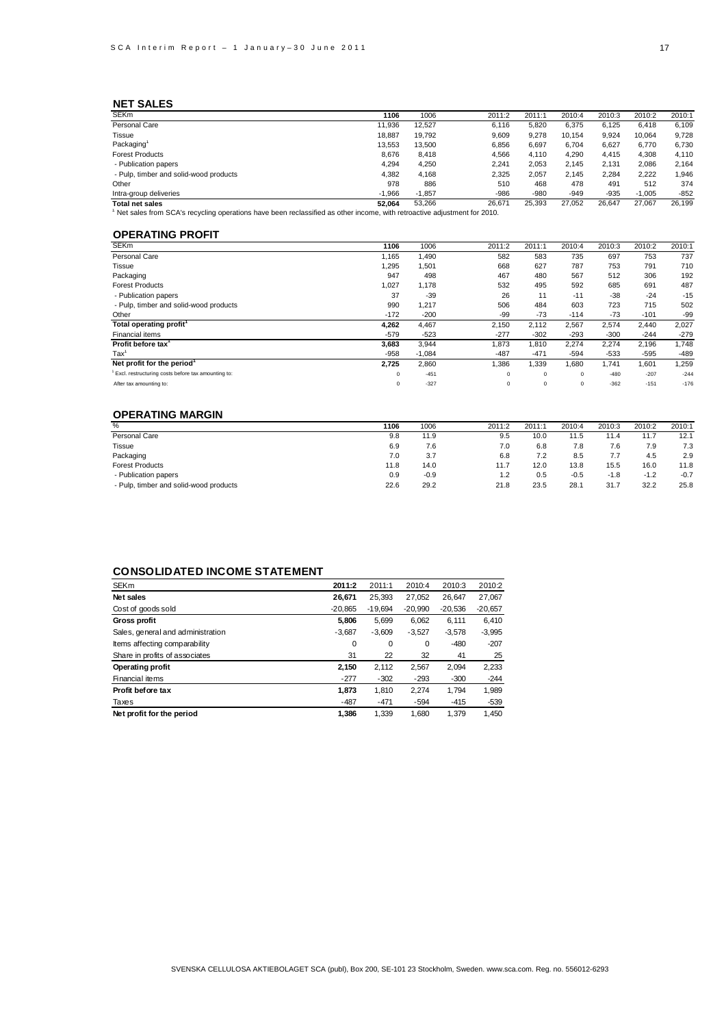## NET SALES

| SEKm | 1106 | 1006 | 2011:2 | 2011:1 | 2010:4 | 2010:3 | 2010:2 | 2010:1 |
|---|---|---|---|---|---|---|---|---|
| Personal Care | 11,936 | 12,527 | 6,116 | 5,820 | 6,375 | 6,125 | 6,418 | 6,109 |
| Tissue | 18,887 | 19,792 | 9,609 | 9,278 | 10,154 | 9,924 | 10,064 | 9,728 |
| Packaging[1] | 13,553 | 13,500 | 6,856 | 6,697 | 6,704 | 6,627 | 6,770 | 6,730 |
| Forest Products | 8,676 | 8,418 | 4,566 | 4,110 | 4,290 | 4,415 | 4,308 | 4,110 |
| - Publication papers | 4,294 | 4,250 | 2,241 | 2,053 | 2,145 | 2,131 | 2,086 | 2,164 |
| - Pulp, timber and solid-wood products | 4,382 | 4,168 | 2,325 | 2,057 | 2,145 | 2,284 | 2,222 | 1,946 |
| Other | 978 | 886 | 510 | 468 | 478 | 491 | 512 | 374 |
| Intra-group deliveries | -1,966 | -1,857 | -986 | -980 | -949 | -935 | -1,005 | -852 |
| **Total net sales** | **52,064** | 53,266 | 26,671 | 25,393 | 27,052 | 26,647 | 27,067 | 26,199 |

[1] Net sales from SCA's recycling operations have been reclassified as other income, with retroactive adjustment for 2010.

## OPERATING PROFIT

| SEKm | 1106 | 1006 | 2011:2 | 2011:1 | 2010:4 | 2010:3 | 2010:2 | 2010:1 |
|---|---|---|---|---|---|---|---|---|
| Personal Care | 1,165 | 1,490 | 582 | 583 | 735 | 697 | 753 | 737 |
| Tissue | 1,295 | 1,501 | 668 | 627 | 787 | 753 | 791 | 710 |
| Packaging | 947 | 498 | 467 | 480 | 567 | 512 | 306 | 192 |
| Forest Products | 1,027 | 1,178 | 532 | 495 | 592 | 685 | 691 | 487 |
| - Publication papers | 37 | -39 | 26 | 11 | -11 | -38 | -24 | -15 |
| - Pulp, timber and solid-wood products | 990 | 1,217 | 506 | 484 | 603 | 723 | 715 | 502 |
| Other | -172 | -200 | -99 | -73 | -114 | -73 | -101 | -99 |
| **Total operating profit[1]** | **4,262** | 4,467 | 2,150 | 2,112 | 2,567 | 2,574 | 2,440 | 2,027 |
| Financial items | -579 | -523 | -277 | -302 | -293 | -300 | -244 | -279 |
| **Profit before tax[1]** | **3,683** | 3,944 | 1,873 | 1,810 | 2,274 | 2,274 | 2,196 | 1,748 |
| Tax[1] | -958 | -1,084 | -487 | -471 | -594 | -533 | -595 | -489 |
| **Net profit for the period[1]** | **2,725** | 2,860 | 1,386 | 1,339 | 1,680 | 1,741 | 1,601 | 1,259 |
| [1] Excl. restructuring costs before tax amounting to: | 0 | -451 | 0 | 0 | 0 | -480 | -207 | -244 |
| After tax amounting to: | 0 | -327 | 0 | 0 | 0 | -362 | -151 | -176 |

## OPERATING MARGIN

| % | 1106 | 1006 | 2011:2 | 2011:1 | 2010:4 | 2010:3 | 2010:2 | 2010:1 |
|---|---|---|---|---|---|---|---|---|
| Personal Care | 9.8 | 11.9 | 9.5 | 10.0 | 11.5 | 11.4 | 11.7 | 12.1 |
| Tissue | 6.9 | 7.6 | 7.0 | 6.8 | 7.8 | 7.6 | 7.9 | 7.3 |
| Packaging | 7.0 | 3.7 | 6.8 | 7.2 | 8.5 | 7.7 | 4.5 | 2.9 |
| Forest Products | 11.8 | 14.0 | 11.7 | 12.0 | 13.8 | 15.5 | 16.0 | 11.8 |
| - Publication papers | 0.9 | -0.9 | 1.2 | 0.5 | -0.5 | -1.8 | -1.2 | -0.7 |
| - Pulp, timber and solid-wood products | 22.6 | 29.2 | 21.8 | 23.5 | 28.1 | 31.7 | 32.2 | 25.8 |

## CONSOLIDATED INCOME STATEMENT

| SEKm | 2011:2 | 2011:1 | 2010:4 | 2010:3 | 2010:2 |
|---|---|---|---|---|---|
| **Net sales** | **26,671** | 25,393 | 27,052 | 26,647 | 27,067 |
| Cost of goods sold | -20,865 | -19,694 | -20,990 | -20,536 | -20,657 |
| **Gross profit** | **5,806** | 5,699 | 6,062 | 6,111 | 6,410 |
| Sales, general and administration | -3,687 | -3,609 | -3,527 | -3,578 | -3,995 |
| Items affecting comparability | 0 | 0 | 0 | -480 | -207 |
| Share in profits of associates | 31 | 22 | 32 | 41 | 25 |
| **Operating profit** | **2,150** | 2,112 | 2,567 | 2,094 | 2,233 |
| Financial items | -277 | -302 | -293 | -300 | -244 |
| **Profit before tax** | **1,873** | 1,810 | 2,274 | 1,794 | 1,989 |
| Taxes | -487 | -471 | -594 | -415 | -539 |
| **Net profit for the period** | **1,386** | 1,339 | 1,680 | 1,379 | 1,450 |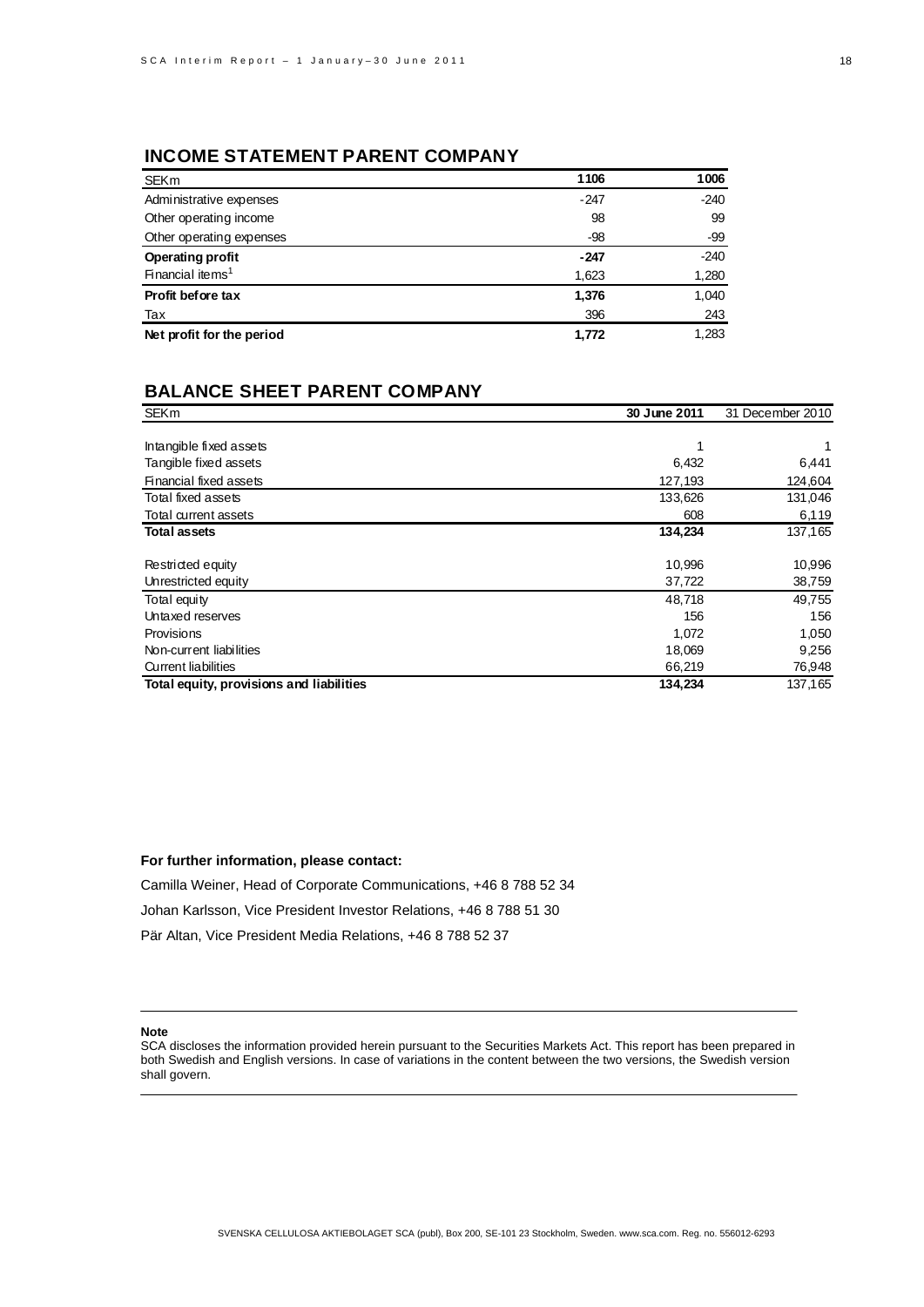## INCOME STATEMENT PARENT COMPANY

| SEKm | 1106 | 1006 |
|---|---|---|
| Administrative expenses | -247 | -240 |
| Other operating income | 98 | 99 |
| Other operating expenses | -98 | -99 |
| **Operating profit** | **-247** | -240 |
| Financial items[1] | 1,623 | 1,280 |
| **Profit before tax** | **1,376** | 1,040 |
| Tax | 396 | 243 |
| **Net profit for the period** | **1,772** | 1,283 |

## BALANCE SHEET PARENT COMPANY

| SEKm | 30 June 2011 | 31 December 2010 |
|---|---|---|
| Intangible fixed assets | 1 | 1 |
| Tangible fixed assets | 6,432 | 6,441 |
| Financial fixed assets | 127,193 | 124,604 |
| Total fixed assets | 133,626 | 131,046 |
| Total current assets | 608 | 6,119 |
| **Total assets** | **134,234** | 137,165 |
| Restricted equity | 10,996 | 10,996 |
| Unrestricted equity | 37,722 | 38,759 |
| Total equity | 48,718 | 49,755 |
| Untaxed reserves | 156 | 156 |
| Provisions | 1,072 | 1,050 |
| Non-current liabilities | 18,069 | 9,256 |
| Current liabilities | 66,219 | 76,948 |
| **Total equity, provisions and liabilities** | **134,234** | 137,165 |

**For further information, please contact:**

Camilla Weiner, Head of Corporate Communications, +46 8 788 52 34

Johan Karlsson, Vice President Investor Relations, +46 8 788 51 30

Pär Altan, Vice President Media Relations, +46 8 788 52 37

**Note**

SCA discloses the information provided herein pursuant to the Securities Markets Act. This report has been prepared in both Swedish and English versions. In case of variations in the content between the two versions, the Swedish version shall govern.

SVENSKA CELLULOSA AKTIEBOLAGET SCA (publ), Box 200, SE-101 23 Stockholm, Sweden. www.sca.com. Reg. no. 556012-6293